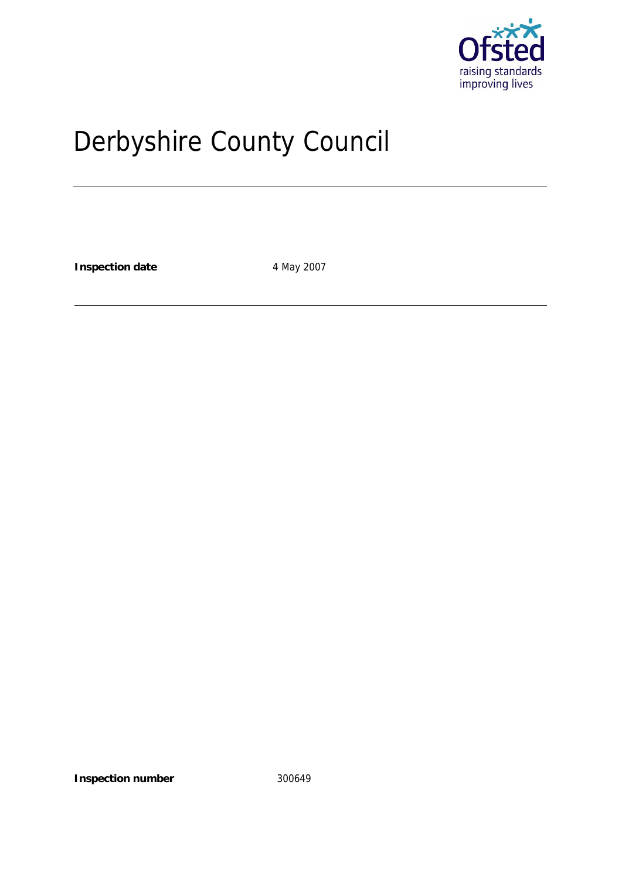Ofsted
raising standards
improving lives

# Derbyshire County Council

---

**Inspection date** 4 May 2007

---

**Inspection number** 300649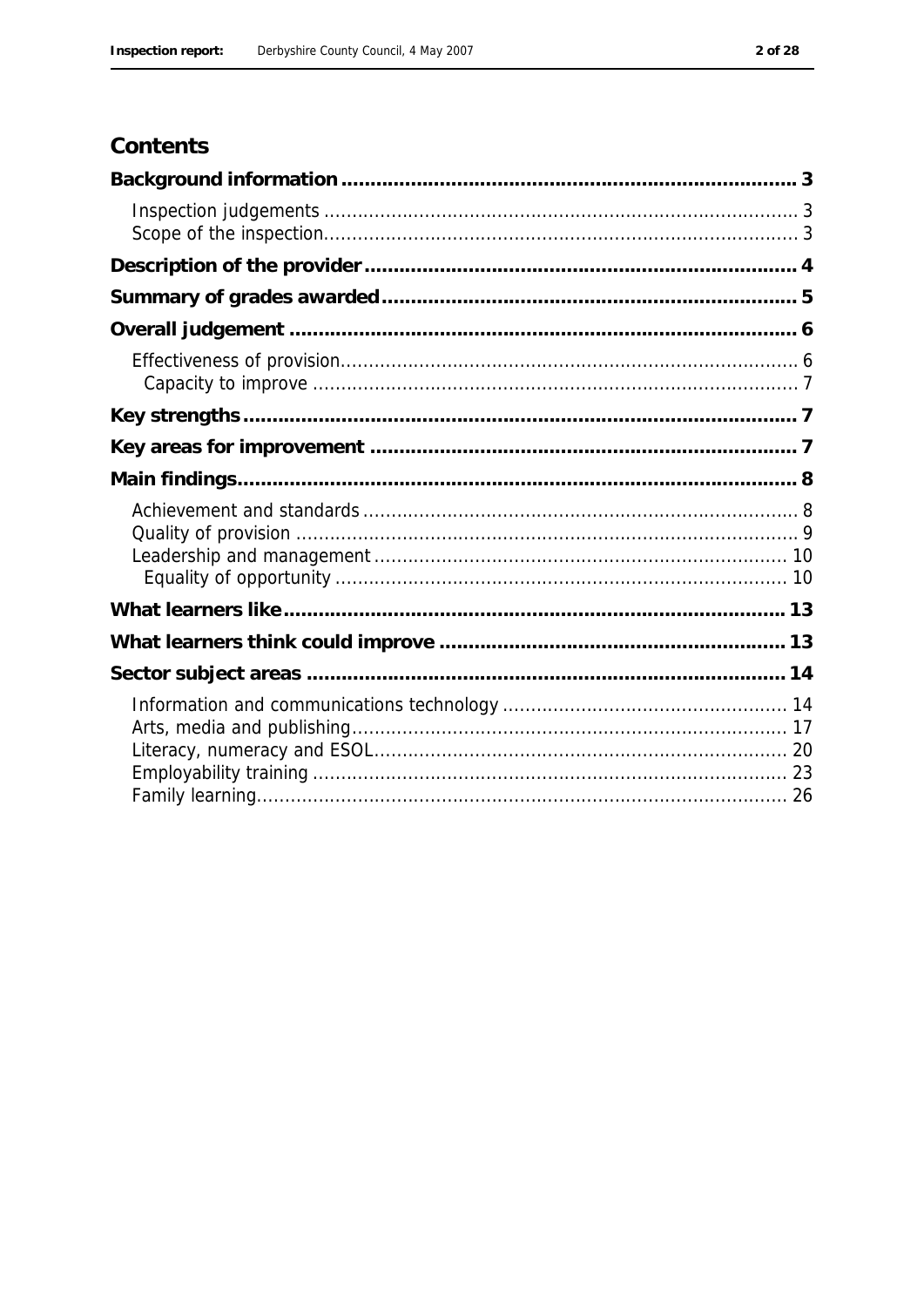## Contents

**Background information** ............ 3

- Inspection judgements ............ 3
- Scope of the inspection ............ 3

**Description of the provider** ............ 4

**Summary of grades awarded** ............ 5

**Overall judgement** ............ 6

- Effectiveness of provision ............ 6
  - Capacity to improve ............ 7

**Key strengths** ............ 7

**Key areas for improvement** ............ 7

**Main findings** ............ 8

- Achievement and standards ............ 8
- Quality of provision ............ 9
- Leadership and management ............ 10
  - Equality of opportunity ............ 10

**What learners like** ............ 13

**What learners think could improve** ............ 13

**Sector subject areas** ............ 14

- Information and communications technology ............ 14
- Arts, media and publishing ............ 17
- Literacy, numeracy and ESOL ............ 20
- Employability training ............ 23
- Family learning ............ 26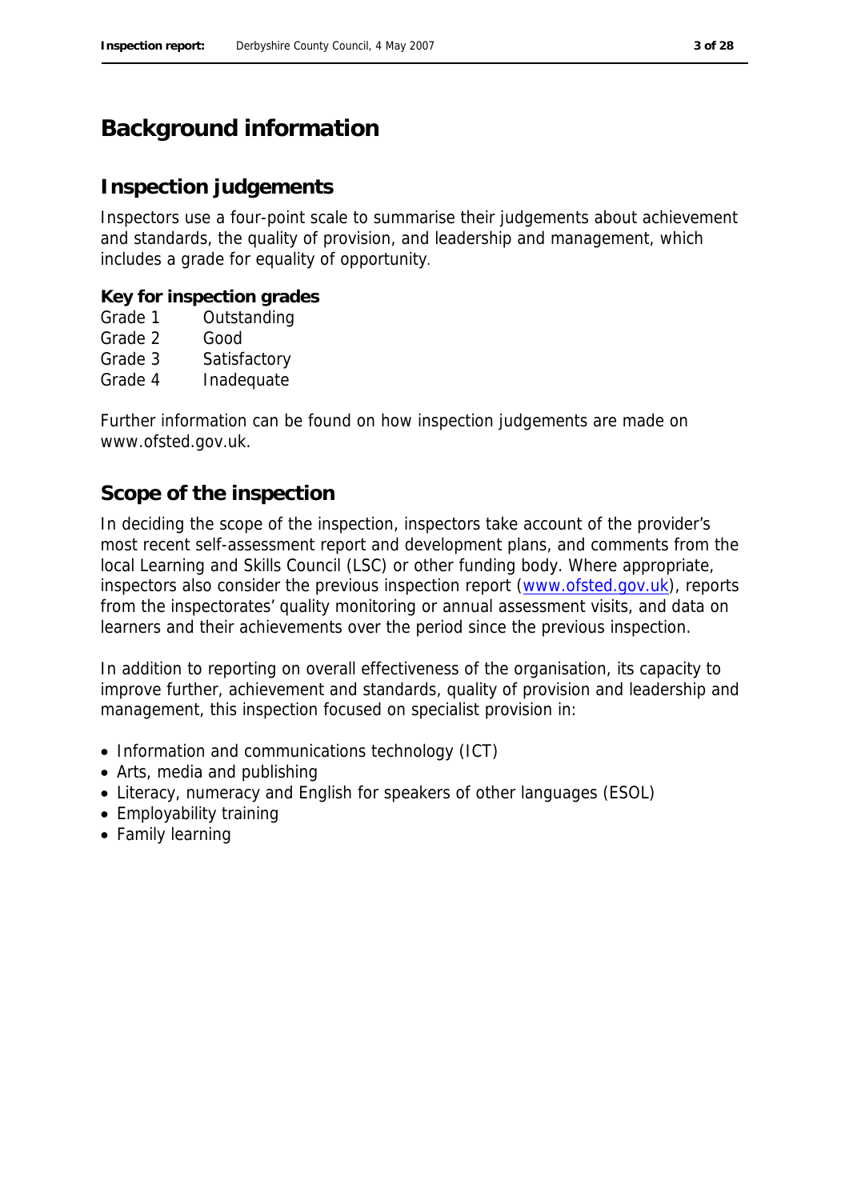# Background information

## Inspection judgements

Inspectors use a four-point scale to summarise their judgements about achievement and standards, the quality of provision, and leadership and management, which includes a grade for equality of opportunity.

**Key for inspection grades**

| | |
|---|---|
| Grade 1 | Outstanding |
| Grade 2 | Good |
| Grade 3 | Satisfactory |
| Grade 4 | Inadequate |

Further information can be found on how inspection judgements are made on www.ofsted.gov.uk.

## Scope of the inspection

In deciding the scope of the inspection, inspectors take account of the provider's most recent self-assessment report and development plans, and comments from the local Learning and Skills Council (LSC) or other funding body. Where appropriate, inspectors also consider the previous inspection report (www.ofsted.gov.uk), reports from the inspectorates' quality monitoring or annual assessment visits, and data on learners and their achievements over the period since the previous inspection.

In addition to reporting on overall effectiveness of the organisation, its capacity to improve further, achievement and standards, quality of provision and leadership and management, this inspection focused on specialist provision in:

- Information and communications technology (ICT)
- Arts, media and publishing
- Literacy, numeracy and English for speakers of other languages (ESOL)
- Employability training
- Family learning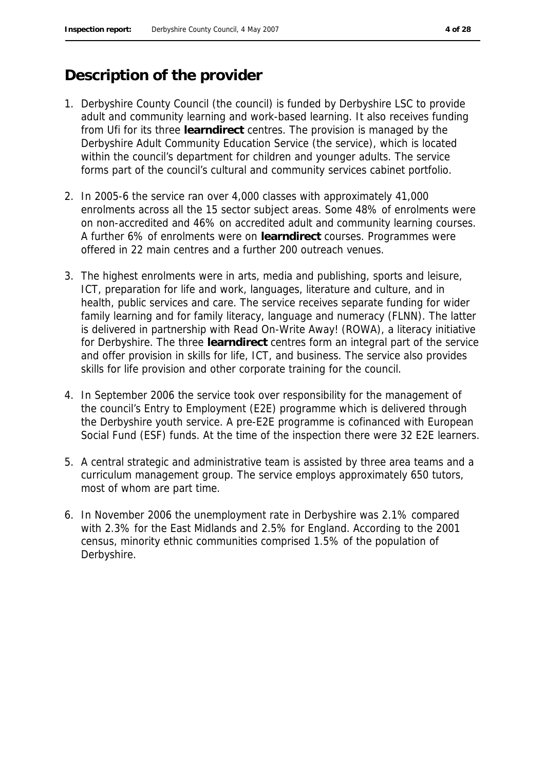## Description of the provider

1. Derbyshire County Council (the council) is funded by Derbyshire LSC to provide adult and community learning and work-based learning. It also receives funding from Ufi for its three **learndirect** centres. The provision is managed by the Derbyshire Adult Community Education Service (the service), which is located within the council's department for children and younger adults. The service forms part of the council's cultural and community services cabinet portfolio.

2. In 2005-6 the service ran over 4,000 classes with approximately 41,000 enrolments across all the 15 sector subject areas. Some 48% of enrolments were on non-accredited and 46% on accredited adult and community learning courses. A further 6% of enrolments were on **learndirect** courses. Programmes were offered in 22 main centres and a further 200 outreach venues.

3. The highest enrolments were in arts, media and publishing, sports and leisure, ICT, preparation for life and work, languages, literature and culture, and in health, public services and care. The service receives separate funding for wider family learning and for family literacy, language and numeracy (FLNN). The latter is delivered in partnership with Read On-Write Away! (ROWA), a literacy initiative for Derbyshire. The three **learndirect** centres form an integral part of the service and offer provision in skills for life, ICT, and business. The service also provides skills for life provision and other corporate training for the council.

4. In September 2006 the service took over responsibility for the management of the council's Entry to Employment (E2E) programme which is delivered through the Derbyshire youth service. A pre-E2E programme is cofinanced with European Social Fund (ESF) funds. At the time of the inspection there were 32 E2E learners.

5. A central strategic and administrative team is assisted by three area teams and a curriculum management group. The service employs approximately 650 tutors, most of whom are part time.

6. In November 2006 the unemployment rate in Derbyshire was 2.1% compared with 2.3% for the East Midlands and 2.5% for England. According to the 2001 census, minority ethnic communities comprised 1.5% of the population of Derbyshire.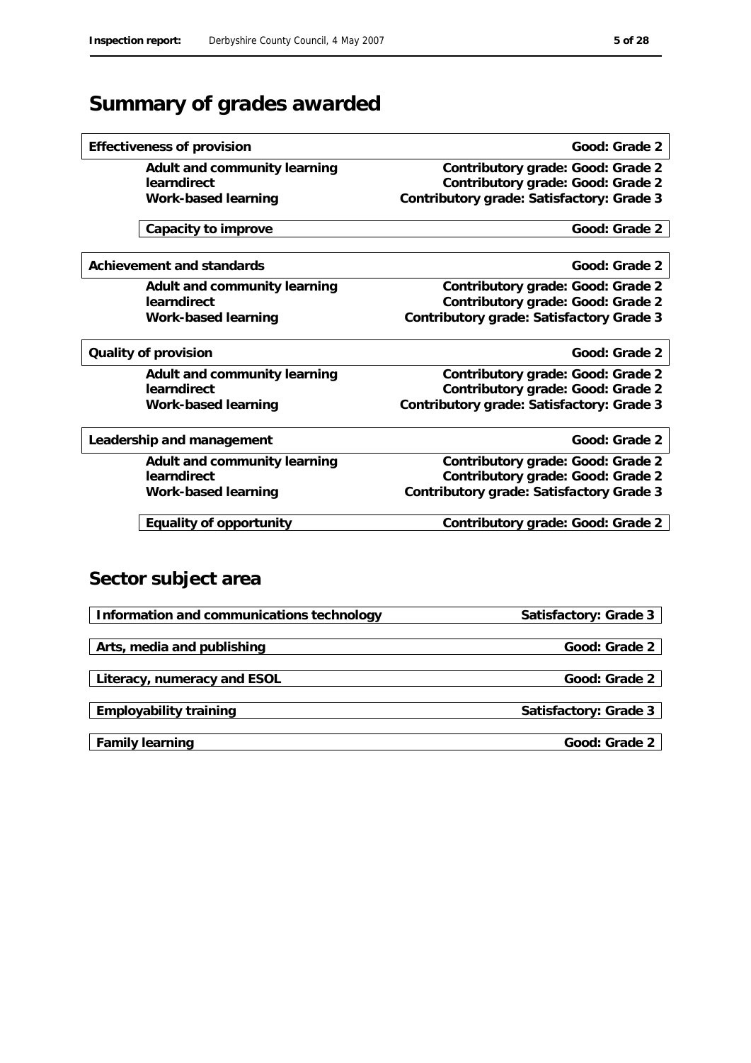# Summary of grades awarded

| | |
|---|---|
| **Effectiveness of provision** | **Good: Grade 2** |
| **Adult and community learning** | **Contributory grade: Good: Grade 2** |
| **learndirect** | **Contributory grade: Good: Grade 2** |
| **Work-based learning** | **Contributory grade: Satisfactory: Grade 3** |
| **Capacity to improve** | **Good: Grade 2** |
| **Achievement and standards** | **Good: Grade 2** |
| **Adult and community learning** | **Contributory grade: Good: Grade 2** |
| **learndirect** | **Contributory grade: Good: Grade 2** |
| **Work-based learning** | **Contributory grade: Satisfactory Grade 3** |
| **Quality of provision** | **Good: Grade 2** |
| **Adult and community learning** | **Contributory grade: Good: Grade 2** |
| **learndirect** | **Contributory grade: Good: Grade 2** |
| **Work-based learning** | **Contributory grade: Satisfactory: Grade 3** |
| **Leadership and management** | **Good: Grade 2** |
| **Adult and community learning** | **Contributory grade: Good: Grade 2** |
| **learndirect** | **Contributory grade: Good: Grade 2** |
| **Work-based learning** | **Contributory grade: Satisfactory Grade 3** |
| **Equality of opportunity** | **Contributory grade: Good: Grade 2** |

## Sector subject area

| | |
|---|---|
| **Information and communications technology** | **Satisfactory: Grade 3** |
| **Arts, media and publishing** | **Good: Grade 2** |
| **Literacy, numeracy and ESOL** | **Good: Grade 2** |
| **Employability training** | **Satisfactory: Grade 3** |
| **Family learning** | **Good: Grade 2** |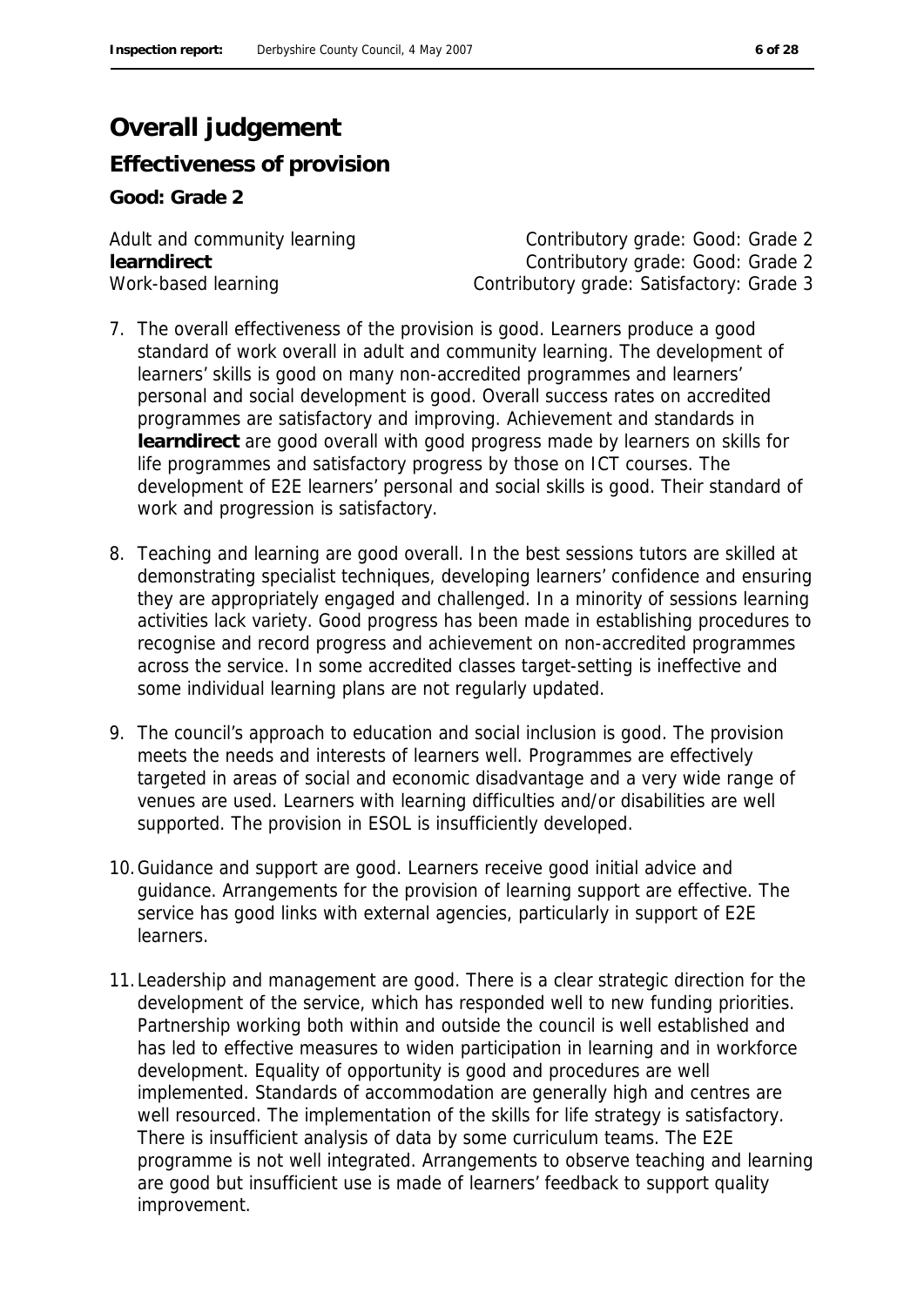# Overall judgement

## Effectiveness of provision

**Good: Grade 2**

| | |
|---|---|
| Adult and community learning | Contributory grade: Good: Grade 2 |
| **learndirect** | Contributory grade: Good: Grade 2 |
| Work-based learning | Contributory grade: Satisfactory: Grade 3 |

7. The overall effectiveness of the provision is good. Learners produce a good standard of work overall in adult and community learning. The development of learners' skills is good on many non-accredited programmes and learners' personal and social development is good. Overall success rates on accredited programmes are satisfactory and improving. Achievement and standards in **learndirect** are good overall with good progress made by learners on skills for life programmes and satisfactory progress by those on ICT courses. The development of E2E learners' personal and social skills is good. Their standard of work and progression is satisfactory.

8. Teaching and learning are good overall. In the best sessions tutors are skilled at demonstrating specialist techniques, developing learners' confidence and ensuring they are appropriately engaged and challenged. In a minority of sessions learning activities lack variety. Good progress has been made in establishing procedures to recognise and record progress and achievement on non-accredited programmes across the service. In some accredited classes target-setting is ineffective and some individual learning plans are not regularly updated.

9. The council's approach to education and social inclusion is good. The provision meets the needs and interests of learners well. Programmes are effectively targeted in areas of social and economic disadvantage and a very wide range of venues are used. Learners with learning difficulties and/or disabilities are well supported. The provision in ESOL is insufficiently developed.

10. Guidance and support are good. Learners receive good initial advice and guidance. Arrangements for the provision of learning support are effective. The service has good links with external agencies, particularly in support of E2E learners.

11. Leadership and management are good. There is a clear strategic direction for the development of the service, which has responded well to new funding priorities. Partnership working both within and outside the council is well established and has led to effective measures to widen participation in learning and in workforce development. Equality of opportunity is good and procedures are well implemented. Standards of accommodation are generally high and centres are well resourced. The implementation of the skills for life strategy is satisfactory. There is insufficient analysis of data by some curriculum teams. The E2E programme is not well integrated. Arrangements to observe teaching and learning are good but insufficient use is made of learners' feedback to support quality improvement.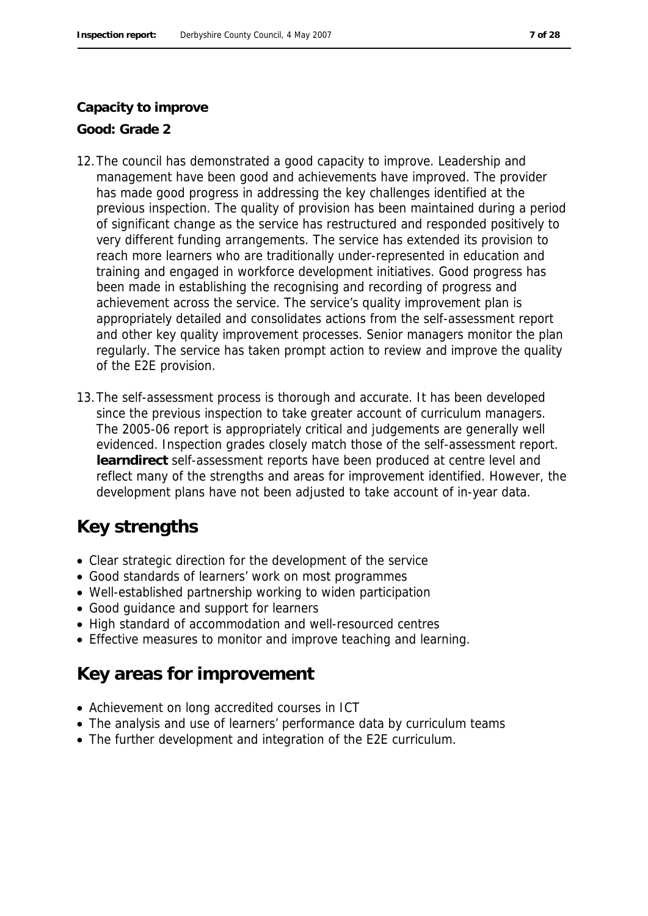**Capacity to improve**

**Good: Grade 2**

12. The council has demonstrated a good capacity to improve. Leadership and management have been good and achievements have improved. The provider has made good progress in addressing the key challenges identified at the previous inspection. The quality of provision has been maintained during a period of significant change as the service has restructured and responded positively to very different funding arrangements. The service has extended its provision to reach more learners who are traditionally under-represented in education and training and engaged in workforce development initiatives. Good progress has been made in establishing the recognising and recording of progress and achievement across the service. The service's quality improvement plan is appropriately detailed and consolidates actions from the self-assessment report and other key quality improvement processes. Senior managers monitor the plan regularly. The service has taken prompt action to review and improve the quality of the E2E provision.

13. The self-assessment process is thorough and accurate. It has been developed since the previous inspection to take greater account of curriculum managers. The 2005-06 report is appropriately critical and judgements are generally well evidenced. Inspection grades closely match those of the self-assessment report. **learndirect** self-assessment reports have been produced at centre level and reflect many of the strengths and areas for improvement identified. However, the development plans have not been adjusted to take account of in-year data.

## Key strengths

- Clear strategic direction for the development of the service
- Good standards of learners' work on most programmes
- Well-established partnership working to widen participation
- Good guidance and support for learners
- High standard of accommodation and well-resourced centres
- Effective measures to monitor and improve teaching and learning.

## Key areas for improvement

- Achievement on long accredited courses in ICT
- The analysis and use of learners' performance data by curriculum teams
- The further development and integration of the E2E curriculum.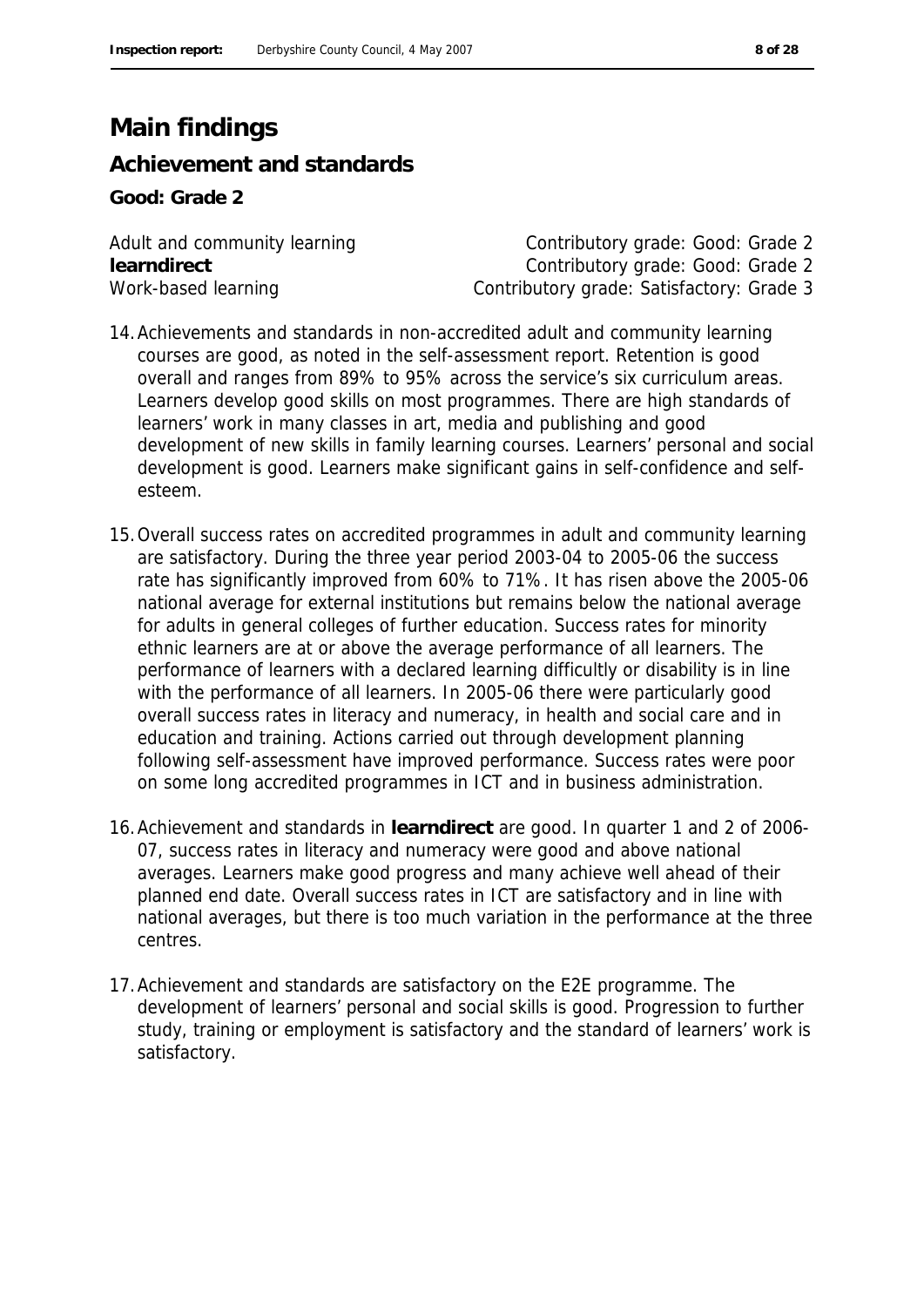# Main findings

## Achievement and standards

**Good: Grade 2**

| | |
|---|---|
| Adult and community learning | Contributory grade: Good: Grade 2 |
| **learndirect** | Contributory grade: Good: Grade 2 |
| Work-based learning | Contributory grade: Satisfactory: Grade 3 |

14. Achievements and standards in non-accredited adult and community learning courses are good, as noted in the self-assessment report. Retention is good overall and ranges from 89% to 95% across the service's six curriculum areas. Learners develop good skills on most programmes. There are high standards of learners' work in many classes in art, media and publishing and good development of new skills in family learning courses. Learners' personal and social development is good. Learners make significant gains in self-confidence and self-esteem.

15. Overall success rates on accredited programmes in adult and community learning are satisfactory. During the three year period 2003-04 to 2005-06 the success rate has significantly improved from 60% to 71%. It has risen above the 2005-06 national average for external institutions but remains below the national average for adults in general colleges of further education. Success rates for minority ethnic learners are at or above the average performance of all learners. The performance of learners with a declared learning difficultly or disability is in line with the performance of all learners. In 2005-06 there were particularly good overall success rates in literacy and numeracy, in health and social care and in education and training. Actions carried out through development planning following self-assessment have improved performance. Success rates were poor on some long accredited programmes in ICT and in business administration.

16. Achievement and standards in **learndirect** are good. In quarter 1 and 2 of 2006-07, success rates in literacy and numeracy were good and above national averages. Learners make good progress and many achieve well ahead of their planned end date. Overall success rates in ICT are satisfactory and in line with national averages, but there is too much variation in the performance at the three centres.

17. Achievement and standards are satisfactory on the E2E programme. The development of learners' personal and social skills is good. Progression to further study, training or employment is satisfactory and the standard of learners' work is satisfactory.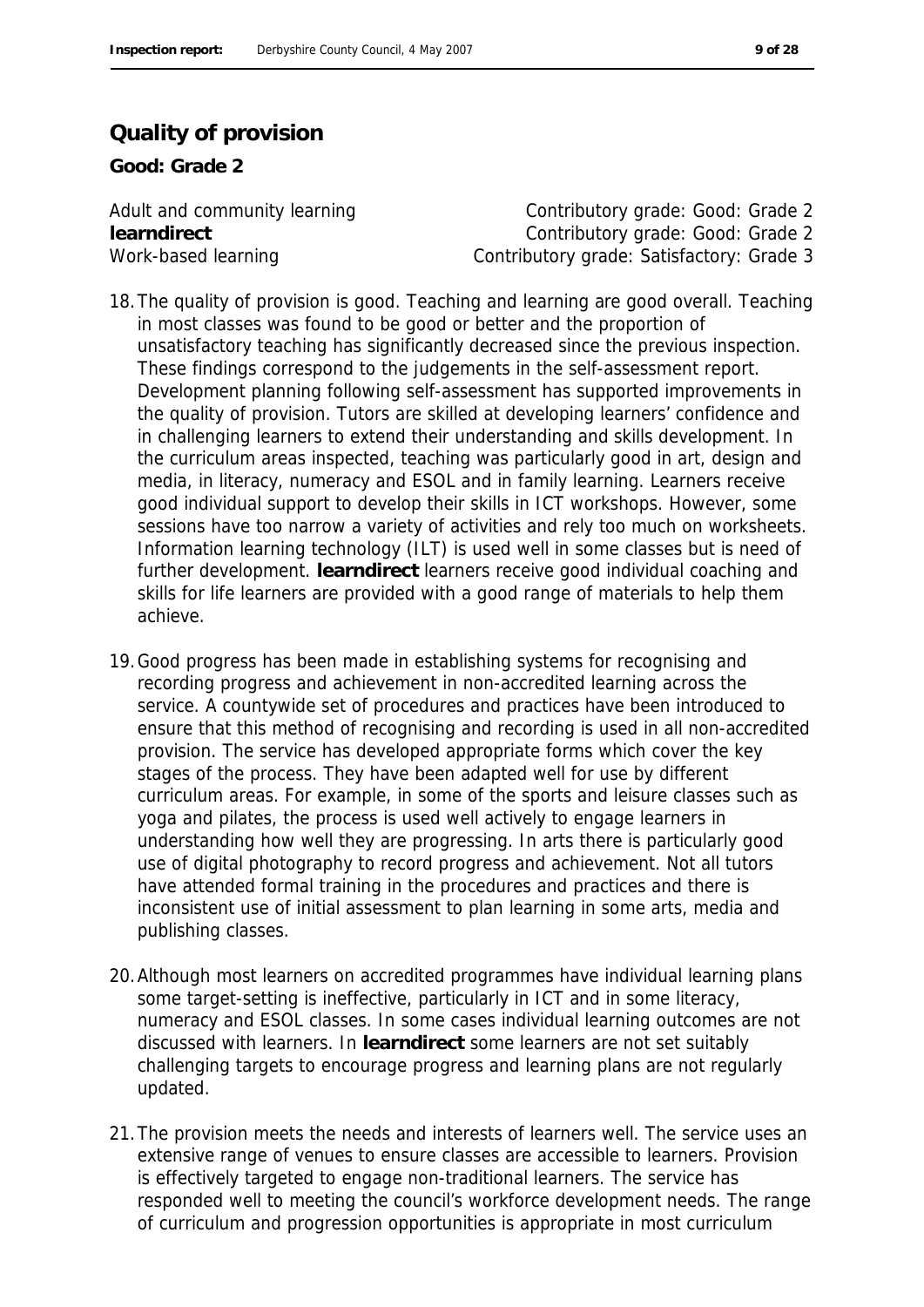## Quality of provision

**Good: Grade 2**

| | |
|---|---|
| Adult and community learning | Contributory grade: Good: Grade 2 |
| **learndirect** | Contributory grade: Good: Grade 2 |
| Work-based learning | Contributory grade: Satisfactory: Grade 3 |

18. The quality of provision is good. Teaching and learning are good overall. Teaching in most classes was found to be good or better and the proportion of unsatisfactory teaching has significantly decreased since the previous inspection. These findings correspond to the judgements in the self-assessment report. Development planning following self-assessment has supported improvements in the quality of provision. Tutors are skilled at developing learners' confidence and in challenging learners to extend their understanding and skills development. In the curriculum areas inspected, teaching was particularly good in art, design and media, in literacy, numeracy and ESOL and in family learning. Learners receive good individual support to develop their skills in ICT workshops. However, some sessions have too narrow a variety of activities and rely too much on worksheets. Information learning technology (ILT) is used well in some classes but is need of further development. **learndirect** learners receive good individual coaching and skills for life learners are provided with a good range of materials to help them achieve.

19. Good progress has been made in establishing systems for recognising and recording progress and achievement in non-accredited learning across the service. A countywide set of procedures and practices have been introduced to ensure that this method of recognising and recording is used in all non-accredited provision. The service has developed appropriate forms which cover the key stages of the process. They have been adapted well for use by different curriculum areas. For example, in some of the sports and leisure classes such as yoga and pilates, the process is used well actively to engage learners in understanding how well they are progressing. In arts there is particularly good use of digital photography to record progress and achievement. Not all tutors have attended formal training in the procedures and practices and there is inconsistent use of initial assessment to plan learning in some arts, media and publishing classes.

20. Although most learners on accredited programmes have individual learning plans some target-setting is ineffective, particularly in ICT and in some literacy, numeracy and ESOL classes. In some cases individual learning outcomes are not discussed with learners. In **learndirect** some learners are not set suitably challenging targets to encourage progress and learning plans are not regularly updated.

21. The provision meets the needs and interests of learners well. The service uses an extensive range of venues to ensure classes are accessible to learners. Provision is effectively targeted to engage non-traditional learners. The service has responded well to meeting the council's workforce development needs. The range of curriculum and progression opportunities is appropriate in most curriculum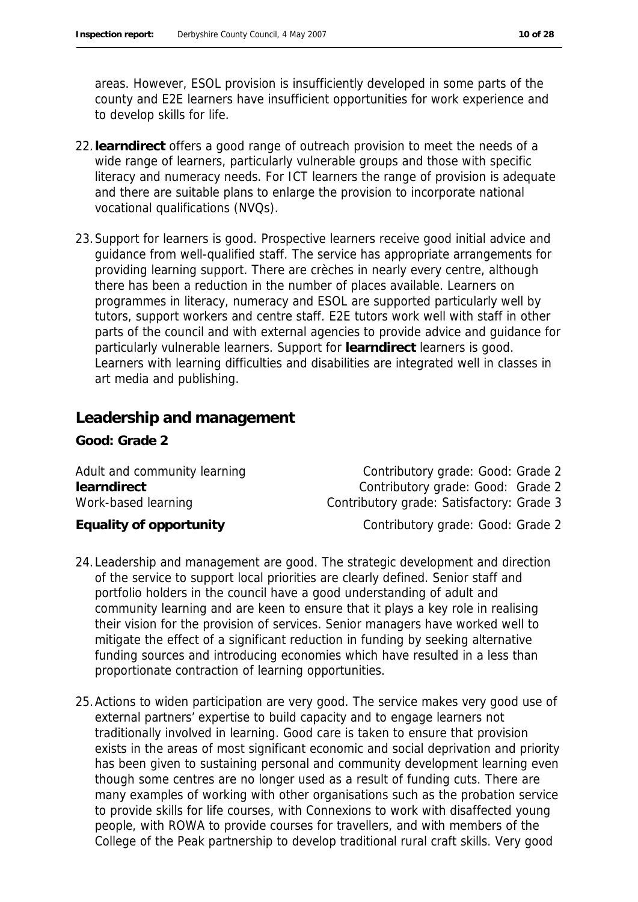areas. However, ESOL provision is insufficiently developed in some parts of the county and E2E learners have insufficient opportunities for work experience and to develop skills for life.

22. **learndirect** offers a good range of outreach provision to meet the needs of a wide range of learners, particularly vulnerable groups and those with specific literacy and numeracy needs. For ICT learners the range of provision is adequate and there are suitable plans to enlarge the provision to incorporate national vocational qualifications (NVQs).

23. Support for learners is good. Prospective learners receive good initial advice and guidance from well-qualified staff. The service has appropriate arrangements for providing learning support. There are crèches in nearly every centre, although there has been a reduction in the number of places available. Learners on programmes in literacy, numeracy and ESOL are supported particularly well by tutors, support workers and centre staff. E2E tutors work well with staff in other parts of the council and with external agencies to provide advice and guidance for particularly vulnerable learners. Support for **learndirect** learners is good. Learners with learning difficulties and disabilities are integrated well in classes in art media and publishing.

## Leadership and management

**Good: Grade 2**

| | |
|---|---|
| Adult and community learning | Contributory grade: Good: Grade 2 |
| **learndirect** | Contributory grade: Good: Grade 2 |
| Work-based learning | Contributory grade: Satisfactory: Grade 3 |
| **Equality of opportunity** | Contributory grade: Good: Grade 2 |

24. Leadership and management are good. The strategic development and direction of the service to support local priorities are clearly defined. Senior staff and portfolio holders in the council have a good understanding of adult and community learning and are keen to ensure that it plays a key role in realising their vision for the provision of services. Senior managers have worked well to mitigate the effect of a significant reduction in funding by seeking alternative funding sources and introducing economies which have resulted in a less than proportionate contraction of learning opportunities.

25. Actions to widen participation are very good. The service makes very good use of external partners' expertise to build capacity and to engage learners not traditionally involved in learning. Good care is taken to ensure that provision exists in the areas of most significant economic and social deprivation and priority has been given to sustaining personal and community development learning even though some centres are no longer used as a result of funding cuts. There are many examples of working with other organisations such as the probation service to provide skills for life courses, with Connexions to work with disaffected young people, with ROWA to provide courses for travellers, and with members of the College of the Peak partnership to develop traditional rural craft skills. Very good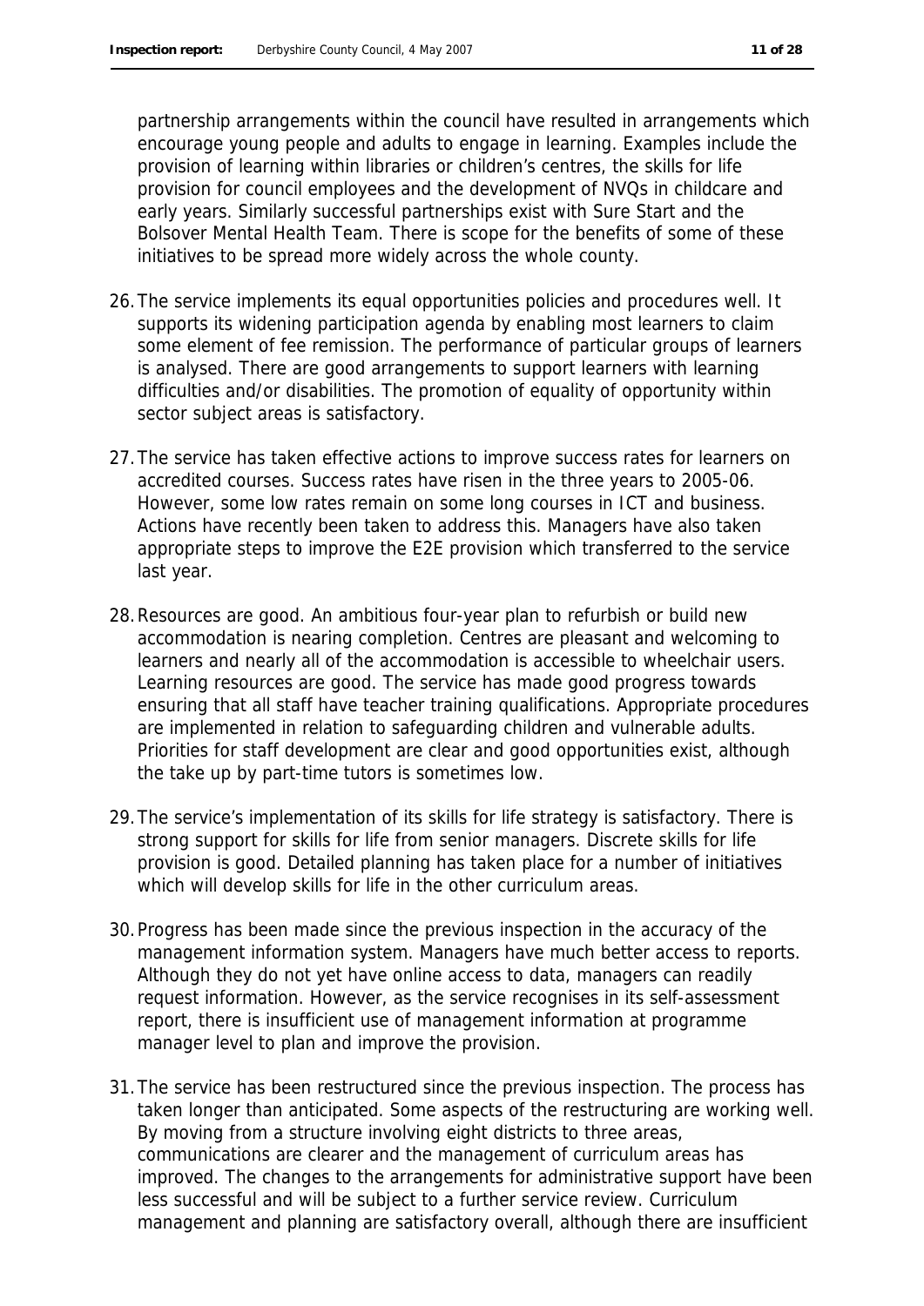partnership arrangements within the council have resulted in arrangements which encourage young people and adults to engage in learning. Examples include the provision of learning within libraries or children's centres, the skills for life provision for council employees and the development of NVQs in childcare and early years. Similarly successful partnerships exist with Sure Start and the Bolsover Mental Health Team. There is scope for the benefits of some of these initiatives to be spread more widely across the whole county.

26. The service implements its equal opportunities policies and procedures well. It supports its widening participation agenda by enabling most learners to claim some element of fee remission. The performance of particular groups of learners is analysed. There are good arrangements to support learners with learning difficulties and/or disabilities. The promotion of equality of opportunity within sector subject areas is satisfactory.

27. The service has taken effective actions to improve success rates for learners on accredited courses. Success rates have risen in the three years to 2005-06. However, some low rates remain on some long courses in ICT and business. Actions have recently been taken to address this. Managers have also taken appropriate steps to improve the E2E provision which transferred to the service last year.

28. Resources are good. An ambitious four-year plan to refurbish or build new accommodation is nearing completion. Centres are pleasant and welcoming to learners and nearly all of the accommodation is accessible to wheelchair users. Learning resources are good. The service has made good progress towards ensuring that all staff have teacher training qualifications. Appropriate procedures are implemented in relation to safeguarding children and vulnerable adults. Priorities for staff development are clear and good opportunities exist, although the take up by part-time tutors is sometimes low.

29. The service's implementation of its skills for life strategy is satisfactory. There is strong support for skills for life from senior managers. Discrete skills for life provision is good. Detailed planning has taken place for a number of initiatives which will develop skills for life in the other curriculum areas.

30. Progress has been made since the previous inspection in the accuracy of the management information system. Managers have much better access to reports. Although they do not yet have online access to data, managers can readily request information. However, as the service recognises in its self-assessment report, there is insufficient use of management information at programme manager level to plan and improve the provision.

31. The service has been restructured since the previous inspection. The process has taken longer than anticipated. Some aspects of the restructuring are working well. By moving from a structure involving eight districts to three areas, communications are clearer and the management of curriculum areas has improved. The changes to the arrangements for administrative support have been less successful and will be subject to a further service review. Curriculum management and planning are satisfactory overall, although there are insufficient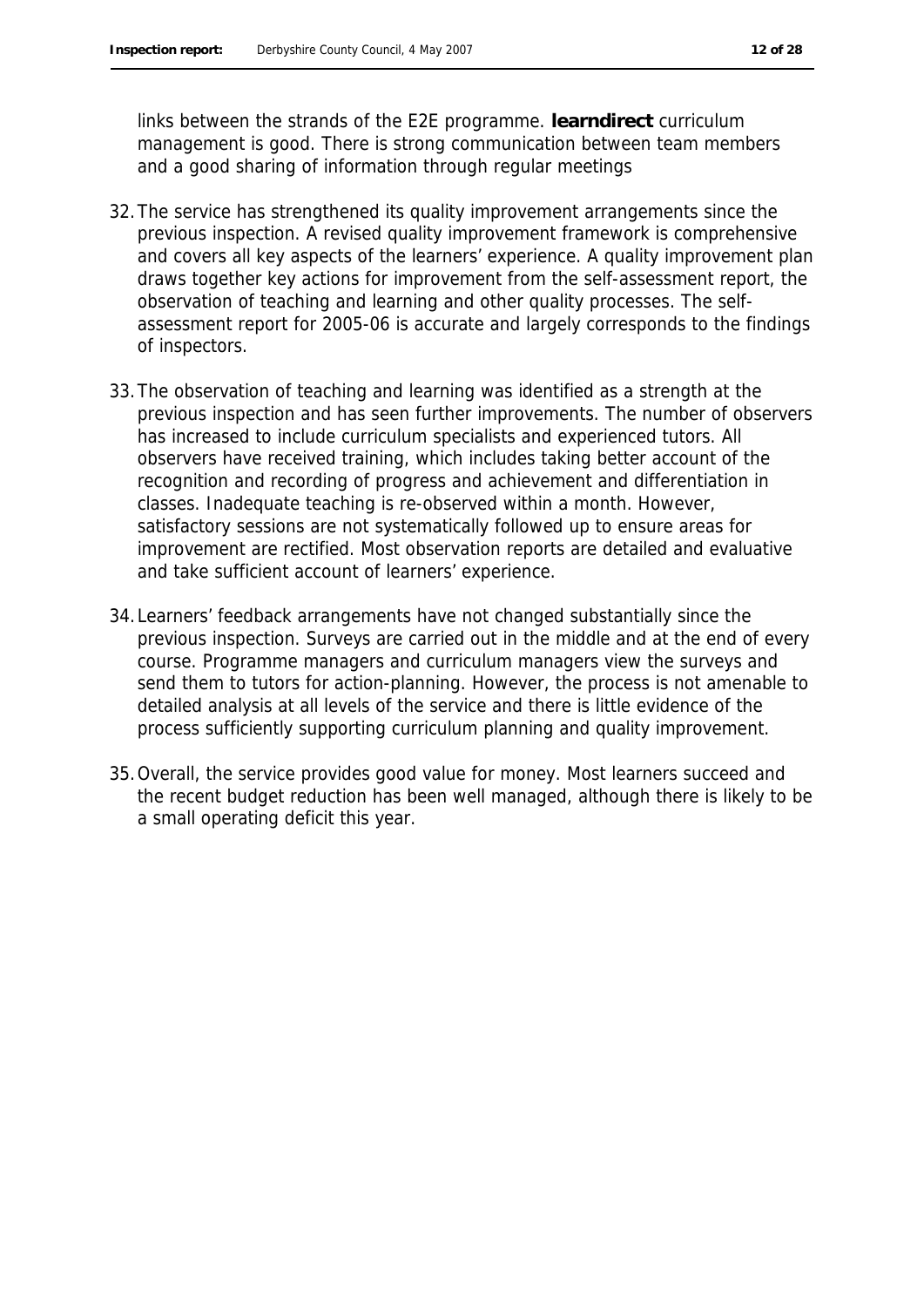links between the strands of the E2E programme. **learndirect** curriculum management is good. There is strong communication between team members and a good sharing of information through regular meetings

32. The service has strengthened its quality improvement arrangements since the previous inspection. A revised quality improvement framework is comprehensive and covers all key aspects of the learners' experience. A quality improvement plan draws together key actions for improvement from the self-assessment report, the observation of teaching and learning and other quality processes. The self-assessment report for 2005-06 is accurate and largely corresponds to the findings of inspectors.

33. The observation of teaching and learning was identified as a strength at the previous inspection and has seen further improvements. The number of observers has increased to include curriculum specialists and experienced tutors. All observers have received training, which includes taking better account of the recognition and recording of progress and achievement and differentiation in classes. Inadequate teaching is re-observed within a month. However, satisfactory sessions are not systematically followed up to ensure areas for improvement are rectified. Most observation reports are detailed and evaluative and take sufficient account of learners' experience.

34. Learners' feedback arrangements have not changed substantially since the previous inspection. Surveys are carried out in the middle and at the end of every course. Programme managers and curriculum managers view the surveys and send them to tutors for action-planning. However, the process is not amenable to detailed analysis at all levels of the service and there is little evidence of the process sufficiently supporting curriculum planning and quality improvement.

35. Overall, the service provides good value for money. Most learners succeed and the recent budget reduction has been well managed, although there is likely to be a small operating deficit this year.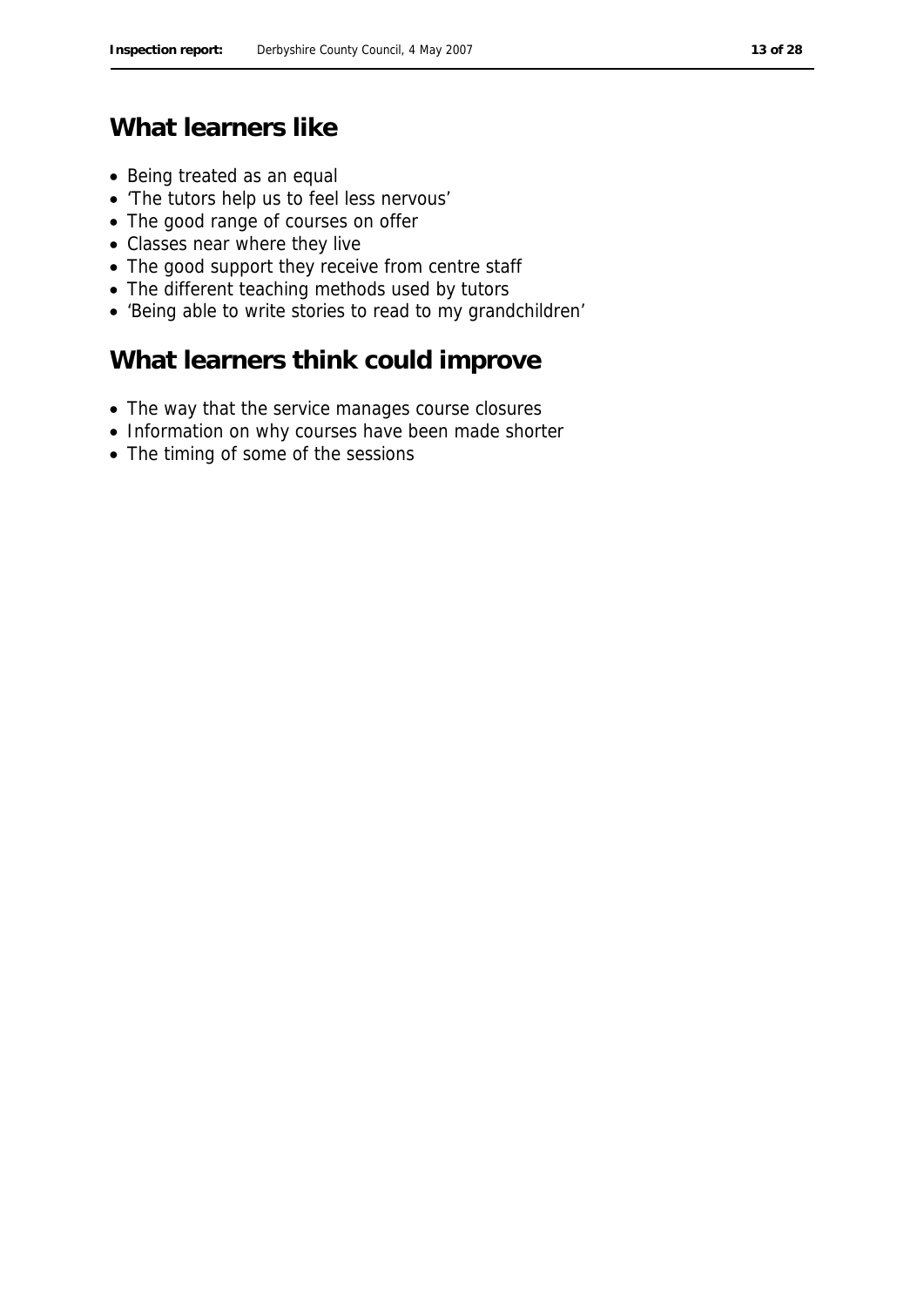## What learners like

- Being treated as an equal
- 'The tutors help us to feel less nervous'
- The good range of courses on offer
- Classes near where they live
- The good support they receive from centre staff
- The different teaching methods used by tutors
- 'Being able to write stories to read to my grandchildren'

## What learners think could improve

- The way that the service manages course closures
- Information on why courses have been made shorter
- The timing of some of the sessions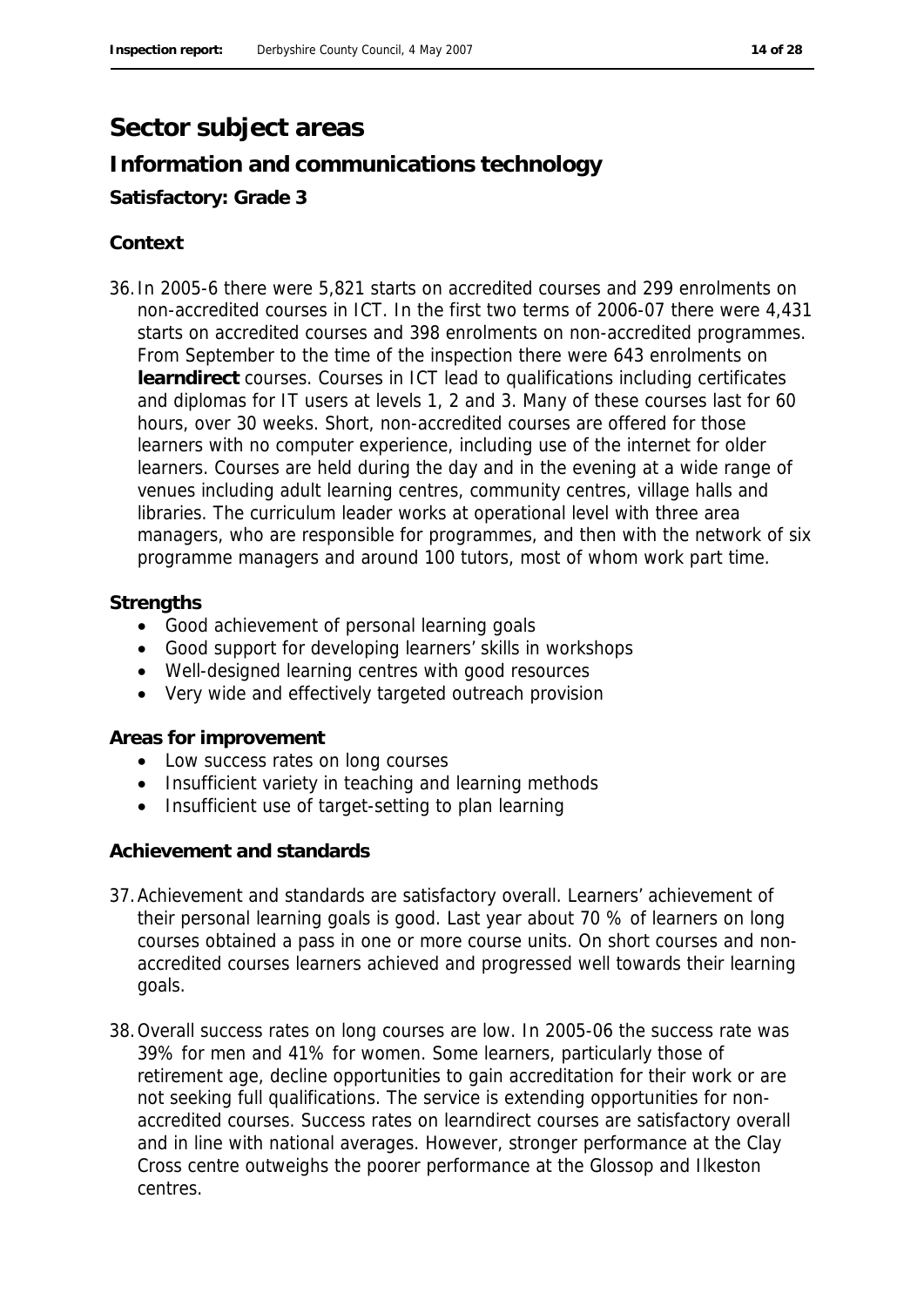# Sector subject areas

## Information and communications technology

### Satisfactory: Grade 3

#### Context

36. In 2005-6 there were 5,821 starts on accredited courses and 299 enrolments on non-accredited courses in ICT. In the first two terms of 2006-07 there were 4,431 starts on accredited courses and 398 enrolments on non-accredited programmes. From September to the time of the inspection there were 643 enrolments on **learndirect** courses. Courses in ICT lead to qualifications including certificates and diplomas for IT users at levels 1, 2 and 3. Many of these courses last for 60 hours, over 30 weeks. Short, non-accredited courses are offered for those learners with no computer experience, including use of the internet for older learners. Courses are held during the day and in the evening at a wide range of venues including adult learning centres, community centres, village halls and libraries. The curriculum leader works at operational level with three area managers, who are responsible for programmes, and then with the network of six programme managers and around 100 tutors, most of whom work part time.

#### Strengths

- Good achievement of personal learning goals
- Good support for developing learners' skills in workshops
- Well-designed learning centres with good resources
- Very wide and effectively targeted outreach provision

#### Areas for improvement

- Low success rates on long courses
- Insufficient variety in teaching and learning methods
- Insufficient use of target-setting to plan learning

#### Achievement and standards

37. Achievement and standards are satisfactory overall. Learners' achievement of their personal learning goals is good. Last year about 70 % of learners on long courses obtained a pass in one or more course units. On short courses and non-accredited courses learners achieved and progressed well towards their learning goals.

38. Overall success rates on long courses are low. In 2005-06 the success rate was 39% for men and 41% for women. Some learners, particularly those of retirement age, decline opportunities to gain accreditation for their work or are not seeking full qualifications. The service is extending opportunities for non-accredited courses. Success rates on learndirect courses are satisfactory overall and in line with national averages. However, stronger performance at the Clay Cross centre outweighs the poorer performance at the Glossop and Ilkeston centres.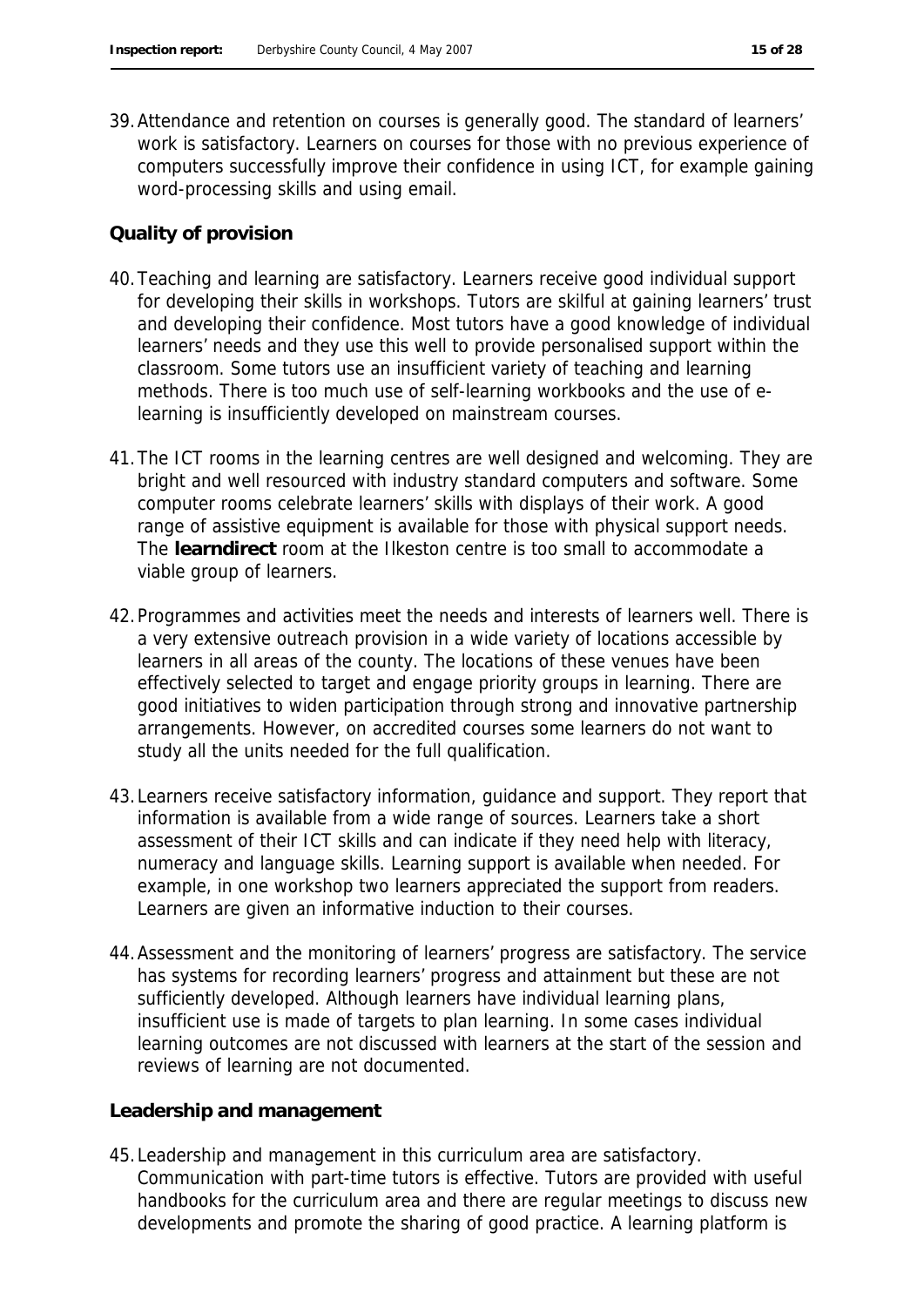39. Attendance and retention on courses is generally good. The standard of learners' work is satisfactory. Learners on courses for those with no previous experience of computers successfully improve their confidence in using ICT, for example gaining word-processing skills and using email.

### Quality of provision

40. Teaching and learning are satisfactory. Learners receive good individual support for developing their skills in workshops. Tutors are skilful at gaining learners' trust and developing their confidence. Most tutors have a good knowledge of individual learners' needs and they use this well to provide personalised support within the classroom. Some tutors use an insufficient variety of teaching and learning methods. There is too much use of self-learning workbooks and the use of e-learning is insufficiently developed on mainstream courses.

41. The ICT rooms in the learning centres are well designed and welcoming. They are bright and well resourced with industry standard computers and software. Some computer rooms celebrate learners' skills with displays of their work. A good range of assistive equipment is available for those with physical support needs. The **learndirect** room at the Ilkeston centre is too small to accommodate a viable group of learners.

42. Programmes and activities meet the needs and interests of learners well. There is a very extensive outreach provision in a wide variety of locations accessible by learners in all areas of the county. The locations of these venues have been effectively selected to target and engage priority groups in learning. There are good initiatives to widen participation through strong and innovative partnership arrangements. However, on accredited courses some learners do not want to study all the units needed for the full qualification.

43. Learners receive satisfactory information, guidance and support. They report that information is available from a wide range of sources. Learners take a short assessment of their ICT skills and can indicate if they need help with literacy, numeracy and language skills. Learning support is available when needed. For example, in one workshop two learners appreciated the support from readers. Learners are given an informative induction to their courses.

44. Assessment and the monitoring of learners' progress are satisfactory. The service has systems for recording learners' progress and attainment but these are not sufficiently developed. Although learners have individual learning plans, insufficient use is made of targets to plan learning. In some cases individual learning outcomes are not discussed with learners at the start of the session and reviews of learning are not documented.

### Leadership and management

45. Leadership and management in this curriculum area are satisfactory. Communication with part-time tutors is effective. Tutors are provided with useful handbooks for the curriculum area and there are regular meetings to discuss new developments and promote the sharing of good practice. A learning platform is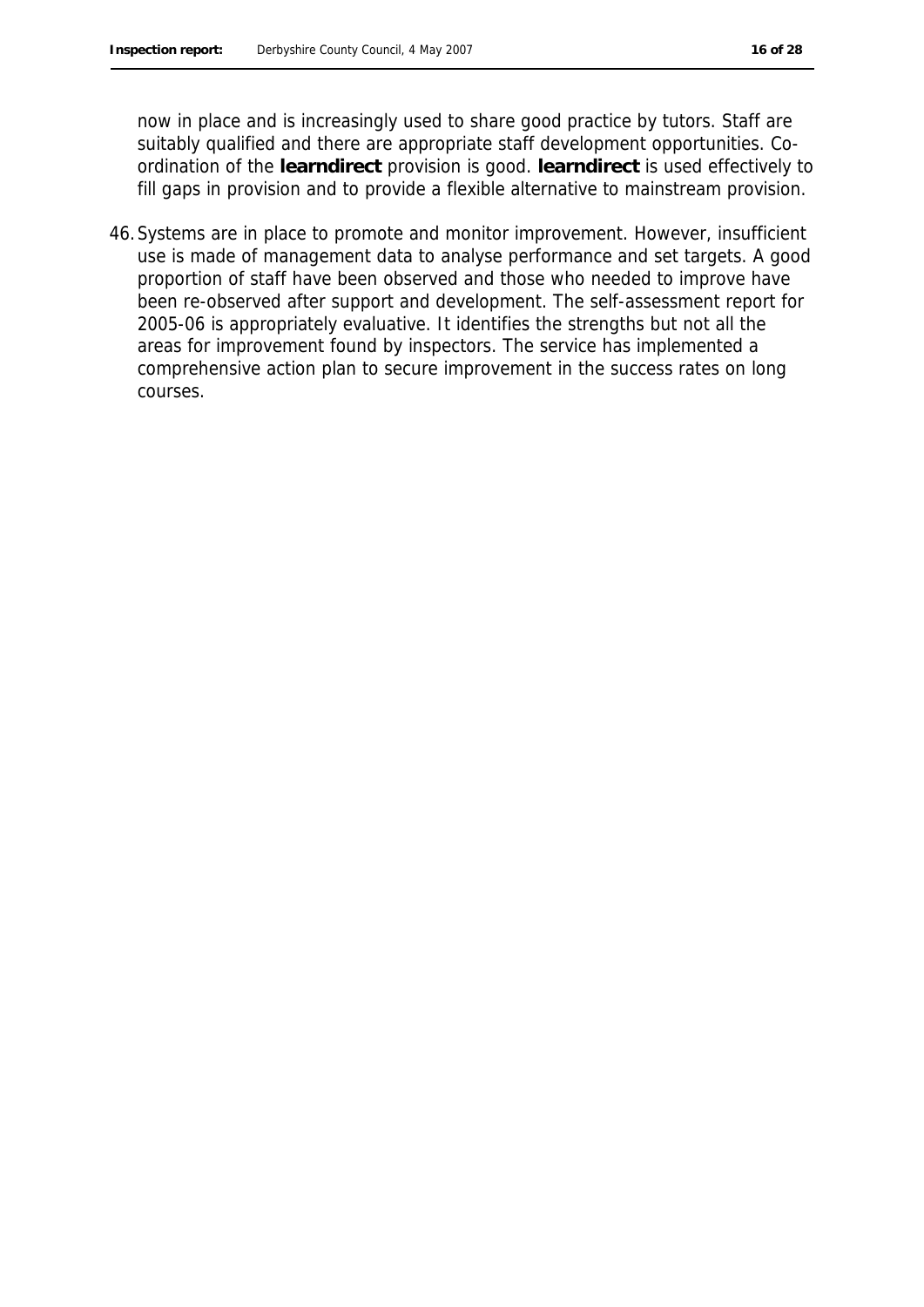now in place and is increasingly used to share good practice by tutors. Staff are suitably qualified and there are appropriate staff development opportunities. Co-ordination of the **learndirect** provision is good. **learndirect** is used effectively to fill gaps in provision and to provide a flexible alternative to mainstream provision.

46. Systems are in place to promote and monitor improvement. However, insufficient use is made of management data to analyse performance and set targets. A good proportion of staff have been observed and those who needed to improve have been re-observed after support and development. The self-assessment report for 2005-06 is appropriately evaluative. It identifies the strengths but not all the areas for improvement found by inspectors. The service has implemented a comprehensive action plan to secure improvement in the success rates on long courses.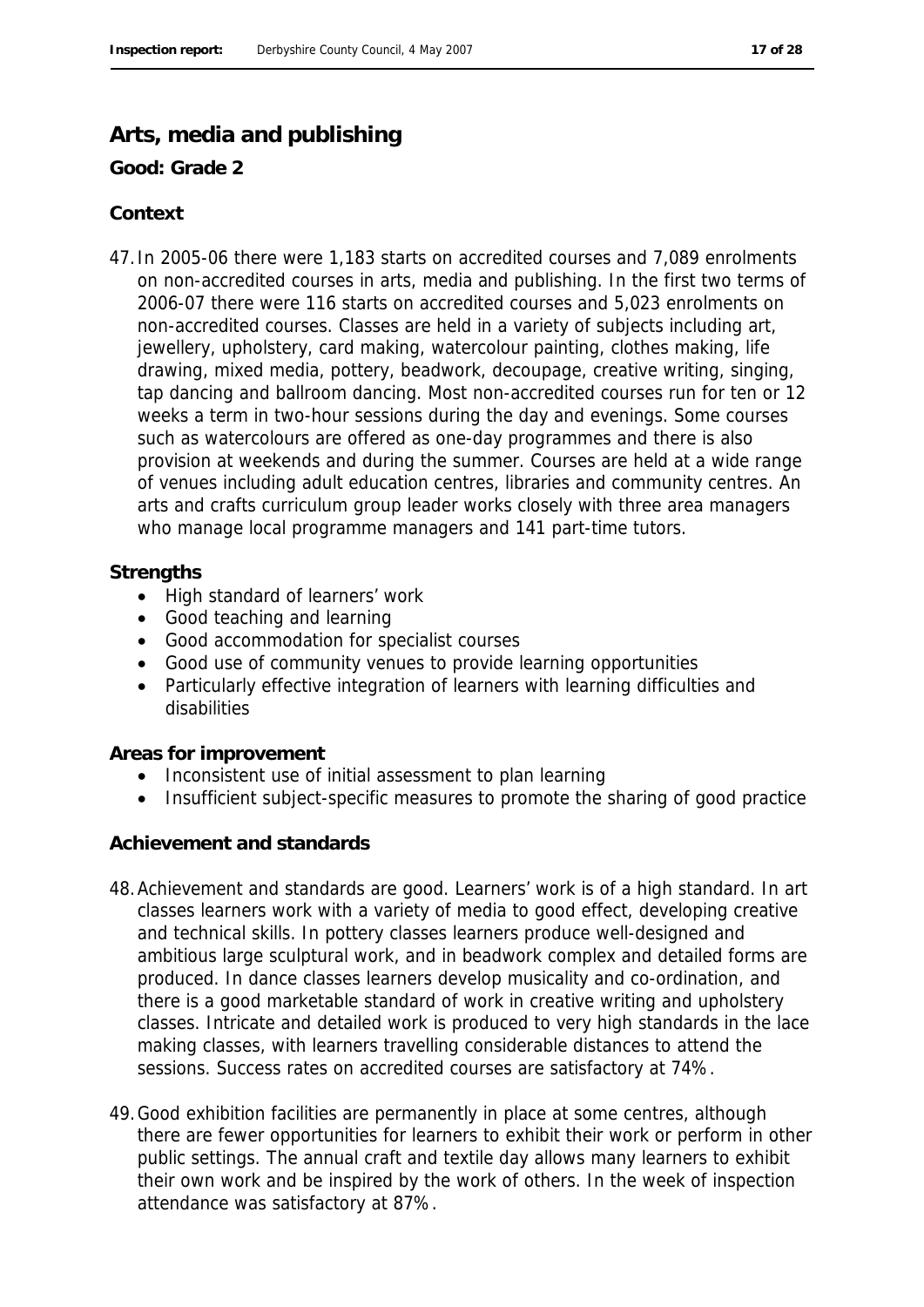## Arts, media and publishing

**Good: Grade 2**

### Context

47. In 2005-06 there were 1,183 starts on accredited courses and 7,089 enrolments on non-accredited courses in arts, media and publishing. In the first two terms of 2006-07 there were 116 starts on accredited courses and 5,023 enrolments on non-accredited courses. Classes are held in a variety of subjects including art, jewellery, upholstery, card making, watercolour painting, clothes making, life drawing, mixed media, pottery, beadwork, decoupage, creative writing, singing, tap dancing and ballroom dancing. Most non-accredited courses run for ten or 12 weeks a term in two-hour sessions during the day and evenings. Some courses such as watercolours are offered as one-day programmes and there is also provision at weekends and during the summer. Courses are held at a wide range of venues including adult education centres, libraries and community centres. An arts and crafts curriculum group leader works closely with three area managers who manage local programme managers and 141 part-time tutors.

### Strengths

- High standard of learners' work
- Good teaching and learning
- Good accommodation for specialist courses
- Good use of community venues to provide learning opportunities
- Particularly effective integration of learners with learning difficulties and disabilities

### Areas for improvement

- Inconsistent use of initial assessment to plan learning
- Insufficient subject-specific measures to promote the sharing of good practice

### Achievement and standards

48. Achievement and standards are good. Learners' work is of a high standard. In art classes learners work with a variety of media to good effect, developing creative and technical skills. In pottery classes learners produce well-designed and ambitious large sculptural work, and in beadwork complex and detailed forms are produced. In dance classes learners develop musicality and co-ordination, and there is a good marketable standard of work in creative writing and upholstery classes. Intricate and detailed work is produced to very high standards in the lace making classes, with learners travelling considerable distances to attend the sessions. Success rates on accredited courses are satisfactory at 74%.

49. Good exhibition facilities are permanently in place at some centres, although there are fewer opportunities for learners to exhibit their work or perform in other public settings. The annual craft and textile day allows many learners to exhibit their own work and be inspired by the work of others. In the week of inspection attendance was satisfactory at 87%.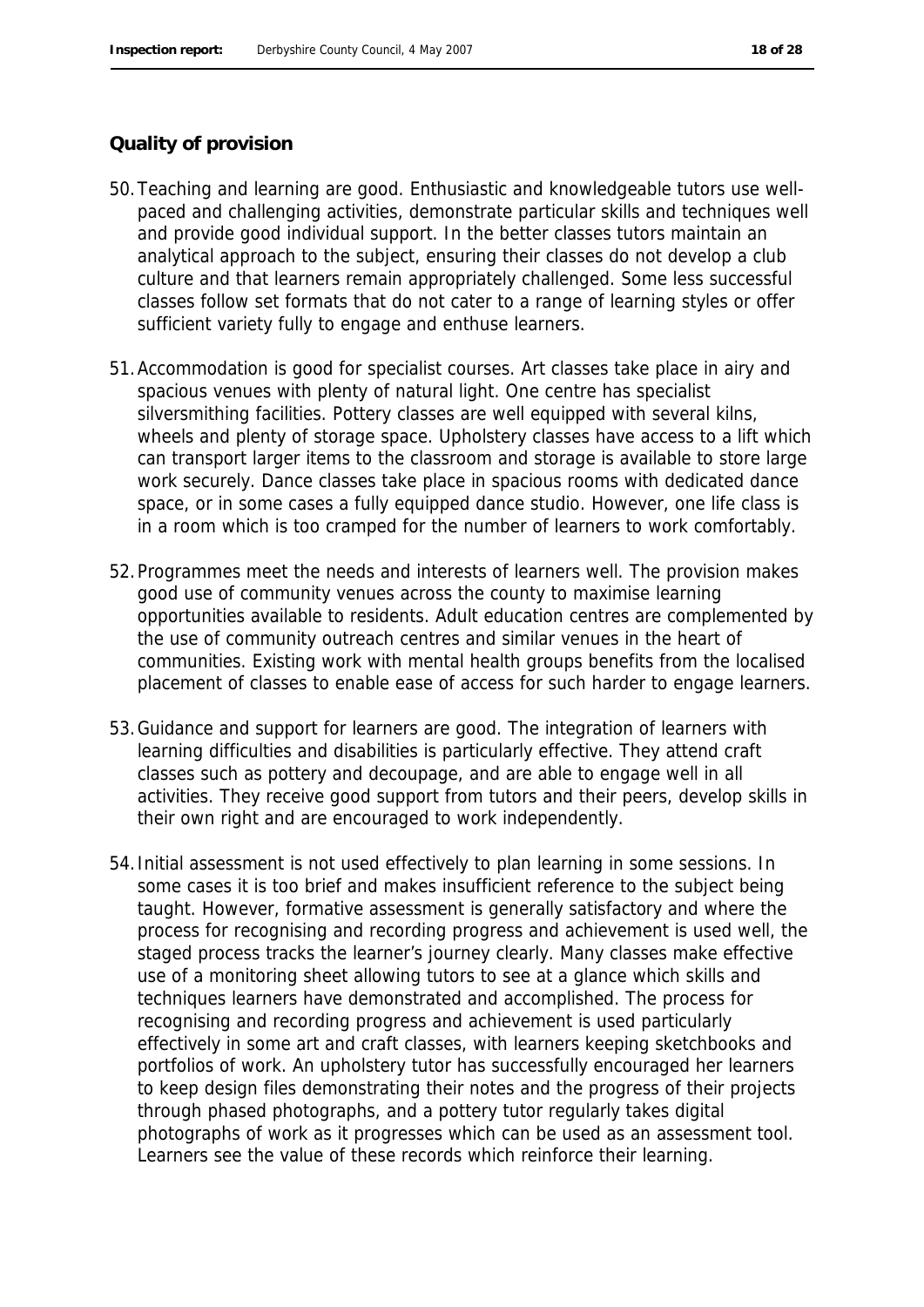**Quality of provision**

50. Teaching and learning are good. Enthusiastic and knowledgeable tutors use well-paced and challenging activities, demonstrate particular skills and techniques well and provide good individual support. In the better classes tutors maintain an analytical approach to the subject, ensuring their classes do not develop a club culture and that learners remain appropriately challenged. Some less successful classes follow set formats that do not cater to a range of learning styles or offer sufficient variety fully to engage and enthuse learners.

51. Accommodation is good for specialist courses. Art classes take place in airy and spacious venues with plenty of natural light. One centre has specialist silversmithing facilities. Pottery classes are well equipped with several kilns, wheels and plenty of storage space. Upholstery classes have access to a lift which can transport larger items to the classroom and storage is available to store large work securely. Dance classes take place in spacious rooms with dedicated dance space, or in some cases a fully equipped dance studio. However, one life class is in a room which is too cramped for the number of learners to work comfortably.

52. Programmes meet the needs and interests of learners well. The provision makes good use of community venues across the county to maximise learning opportunities available to residents. Adult education centres are complemented by the use of community outreach centres and similar venues in the heart of communities. Existing work with mental health groups benefits from the localised placement of classes to enable ease of access for such harder to engage learners.

53. Guidance and support for learners are good. The integration of learners with learning difficulties and disabilities is particularly effective. They attend craft classes such as pottery and decoupage, and are able to engage well in all activities. They receive good support from tutors and their peers, develop skills in their own right and are encouraged to work independently.

54. Initial assessment is not used effectively to plan learning in some sessions. In some cases it is too brief and makes insufficient reference to the subject being taught. However, formative assessment is generally satisfactory and where the process for recognising and recording progress and achievement is used well, the staged process tracks the learner's journey clearly. Many classes make effective use of a monitoring sheet allowing tutors to see at a glance which skills and techniques learners have demonstrated and accomplished. The process for recognising and recording progress and achievement is used particularly effectively in some art and craft classes, with learners keeping sketchbooks and portfolios of work. An upholstery tutor has successfully encouraged her learners to keep design files demonstrating their notes and the progress of their projects through phased photographs, and a pottery tutor regularly takes digital photographs of work as it progresses which can be used as an assessment tool. Learners see the value of these records which reinforce their learning.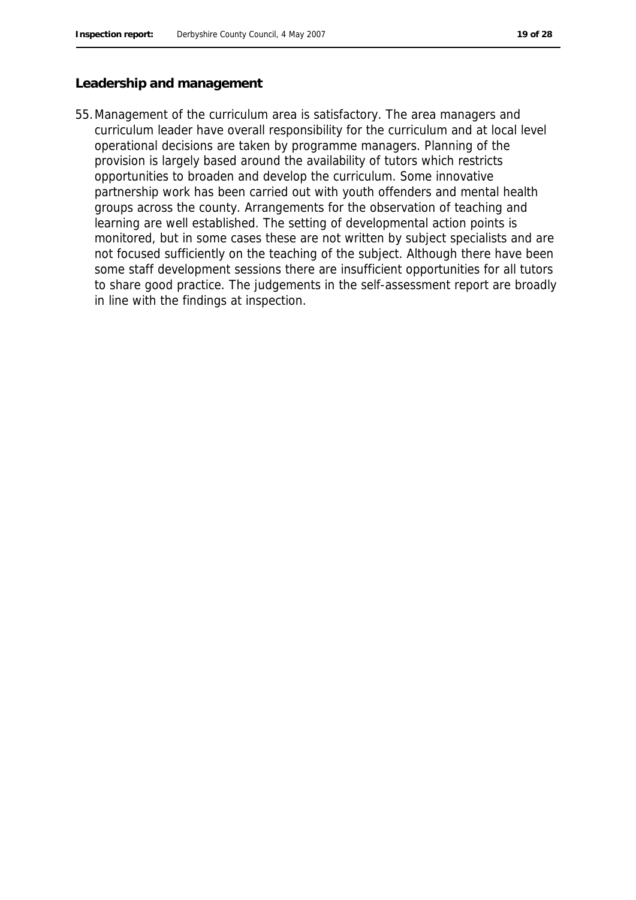### Leadership and management

55. Management of the curriculum area is satisfactory. The area managers and curriculum leader have overall responsibility for the curriculum and at local level operational decisions are taken by programme managers. Planning of the provision is largely based around the availability of tutors which restricts opportunities to broaden and develop the curriculum. Some innovative partnership work has been carried out with youth offenders and mental health groups across the county. Arrangements for the observation of teaching and learning are well established. The setting of developmental action points is monitored, but in some cases these are not written by subject specialists and are not focused sufficiently on the teaching of the subject. Although there have been some staff development sessions there are insufficient opportunities for all tutors to share good practice. The judgements in the self-assessment report are broadly in line with the findings at inspection.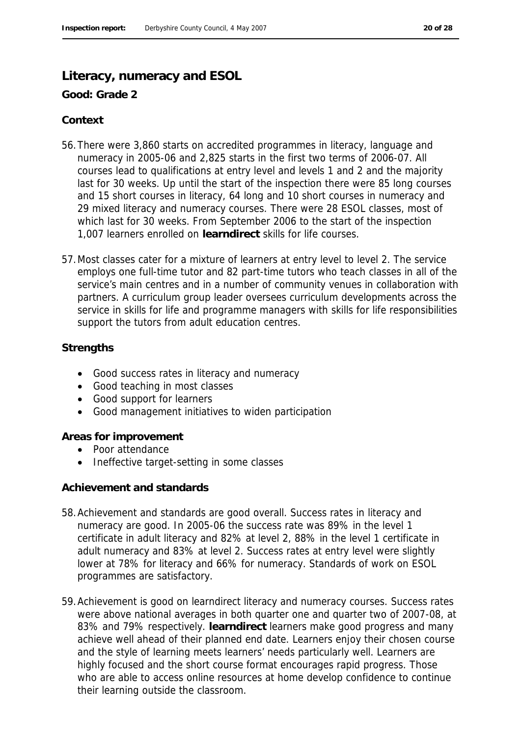## Literacy, numeracy and ESOL

**Good: Grade 2**

### Context

56. There were 3,860 starts on accredited programmes in literacy, language and numeracy in 2005-06 and 2,825 starts in the first two terms of 2006-07. All courses lead to qualifications at entry level and levels 1 and 2 and the majority last for 30 weeks. Up until the start of the inspection there were 85 long courses and 15 short courses in literacy, 64 long and 10 short courses in numeracy and 29 mixed literacy and numeracy courses. There were 28 ESOL classes, most of which last for 30 weeks. From September 2006 to the start of the inspection 1,007 learners enrolled on **learndirect** skills for life courses.

57. Most classes cater for a mixture of learners at entry level to level 2. The service employs one full-time tutor and 82 part-time tutors who teach classes in all of the service's main centres and in a number of community venues in collaboration with partners. A curriculum group leader oversees curriculum developments across the service in skills for life and programme managers with skills for life responsibilities support the tutors from adult education centres.

### Strengths

- Good success rates in literacy and numeracy
- Good teaching in most classes
- Good support for learners
- Good management initiatives to widen participation

### Areas for improvement

- Poor attendance
- Ineffective target-setting in some classes

### Achievement and standards

58. Achievement and standards are good overall. Success rates in literacy and numeracy are good. In 2005-06 the success rate was 89% in the level 1 certificate in adult literacy and 82% at level 2, 88% in the level 1 certificate in adult numeracy and 83% at level 2. Success rates at entry level were slightly lower at 78% for literacy and 66% for numeracy. Standards of work on ESOL programmes are satisfactory.

59. Achievement is good on learndirect literacy and numeracy courses. Success rates were above national averages in both quarter one and quarter two of 2007-08, at 83% and 79% respectively. **learndirect** learners make good progress and many achieve well ahead of their planned end date. Learners enjoy their chosen course and the style of learning meets learners' needs particularly well. Learners are highly focused and the short course format encourages rapid progress. Those who are able to access online resources at home develop confidence to continue their learning outside the classroom.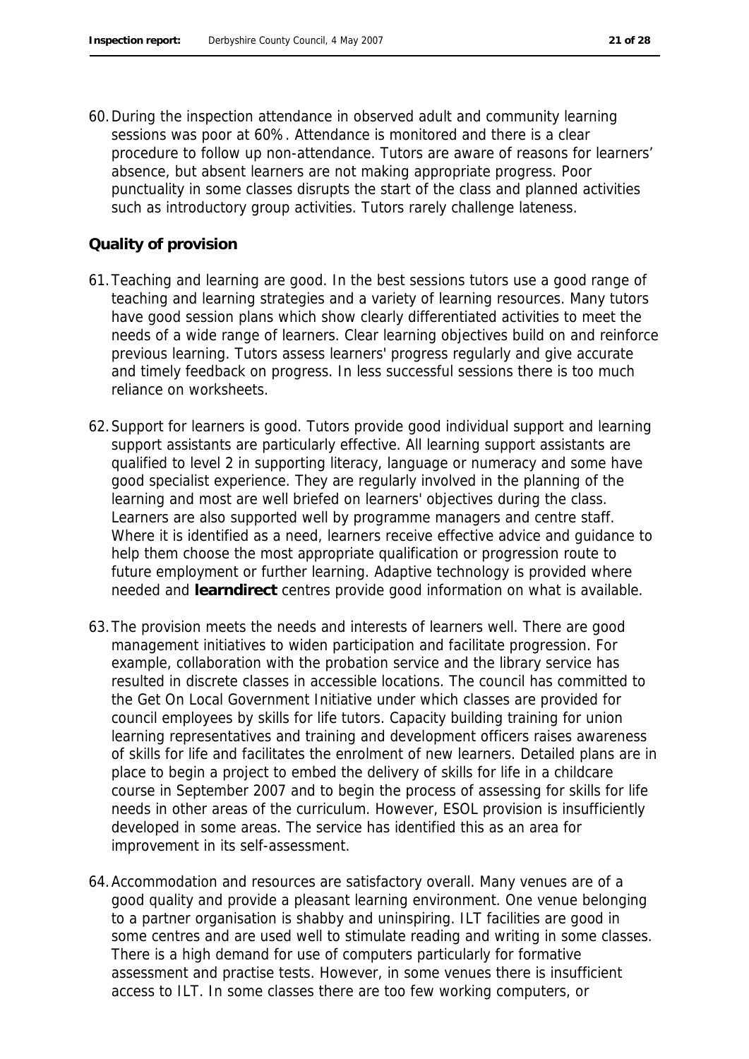60. During the inspection attendance in observed adult and community learning sessions was poor at 60%. Attendance is monitored and there is a clear procedure to follow up non-attendance. Tutors are aware of reasons for learners' absence, but absent learners are not making appropriate progress. Poor punctuality in some classes disrupts the start of the class and planned activities such as introductory group activities. Tutors rarely challenge lateness.

### Quality of provision

61. Teaching and learning are good. In the best sessions tutors use a good range of teaching and learning strategies and a variety of learning resources. Many tutors have good session plans which show clearly differentiated activities to meet the needs of a wide range of learners. Clear learning objectives build on and reinforce previous learning. Tutors assess learners' progress regularly and give accurate and timely feedback on progress. In less successful sessions there is too much reliance on worksheets.

62. Support for learners is good. Tutors provide good individual support and learning support assistants are particularly effective. All learning support assistants are qualified to level 2 in supporting literacy, language or numeracy and some have good specialist experience. They are regularly involved in the planning of the learning and most are well briefed on learners' objectives during the class. Learners are also supported well by programme managers and centre staff. Where it is identified as a need, learners receive effective advice and guidance to help them choose the most appropriate qualification or progression route to future employment or further learning. Adaptive technology is provided where needed and **learndirect** centres provide good information on what is available.

63. The provision meets the needs and interests of learners well. There are good management initiatives to widen participation and facilitate progression. For example, collaboration with the probation service and the library service has resulted in discrete classes in accessible locations. The council has committed to the Get On Local Government Initiative under which classes are provided for council employees by skills for life tutors. Capacity building training for union learning representatives and training and development officers raises awareness of skills for life and facilitates the enrolment of new learners. Detailed plans are in place to begin a project to embed the delivery of skills for life in a childcare course in September 2007 and to begin the process of assessing for skills for life needs in other areas of the curriculum. However, ESOL provision is insufficiently developed in some areas. The service has identified this as an area for improvement in its self-assessment.

64. Accommodation and resources are satisfactory overall. Many venues are of a good quality and provide a pleasant learning environment. One venue belonging to a partner organisation is shabby and uninspiring. ILT facilities are good in some centres and are used well to stimulate reading and writing in some classes. There is a high demand for use of computers particularly for formative assessment and practise tests. However, in some venues there is insufficient access to ILT. In some classes there are too few working computers, or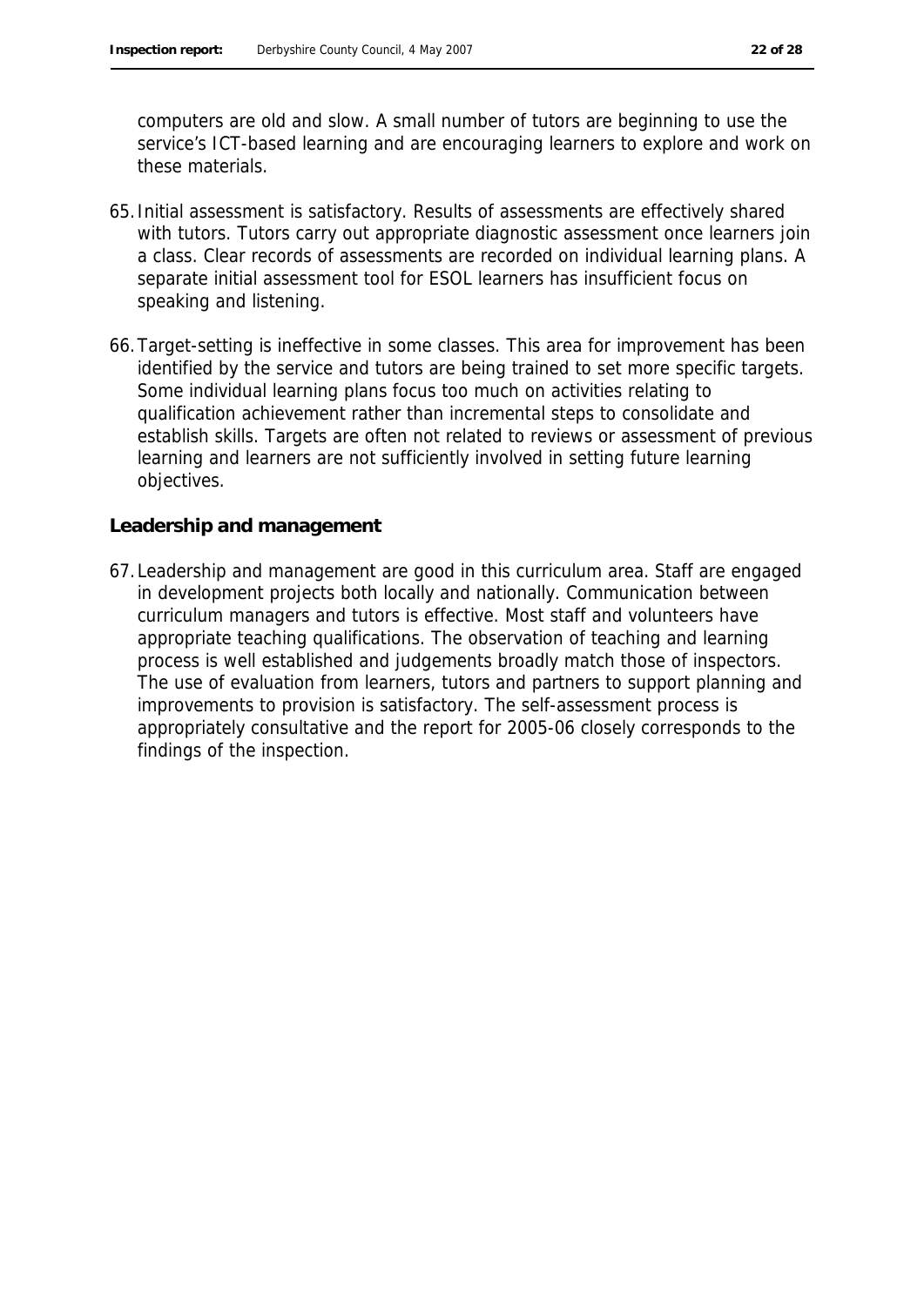computers are old and slow. A small number of tutors are beginning to use the service's ICT-based learning and are encouraging learners to explore and work on these materials.

65. Initial assessment is satisfactory. Results of assessments are effectively shared with tutors. Tutors carry out appropriate diagnostic assessment once learners join a class. Clear records of assessments are recorded on individual learning plans. A separate initial assessment tool for ESOL learners has insufficient focus on speaking and listening.

66. Target-setting is ineffective in some classes. This area for improvement has been identified by the service and tutors are being trained to set more specific targets. Some individual learning plans focus too much on activities relating to qualification achievement rather than incremental steps to consolidate and establish skills. Targets are often not related to reviews or assessment of previous learning and learners are not sufficiently involved in setting future learning objectives.

### Leadership and management

67. Leadership and management are good in this curriculum area. Staff are engaged in development projects both locally and nationally. Communication between curriculum managers and tutors is effective. Most staff and volunteers have appropriate teaching qualifications. The observation of teaching and learning process is well established and judgements broadly match those of inspectors. The use of evaluation from learners, tutors and partners to support planning and improvements to provision is satisfactory. The self-assessment process is appropriately consultative and the report for 2005-06 closely corresponds to the findings of the inspection.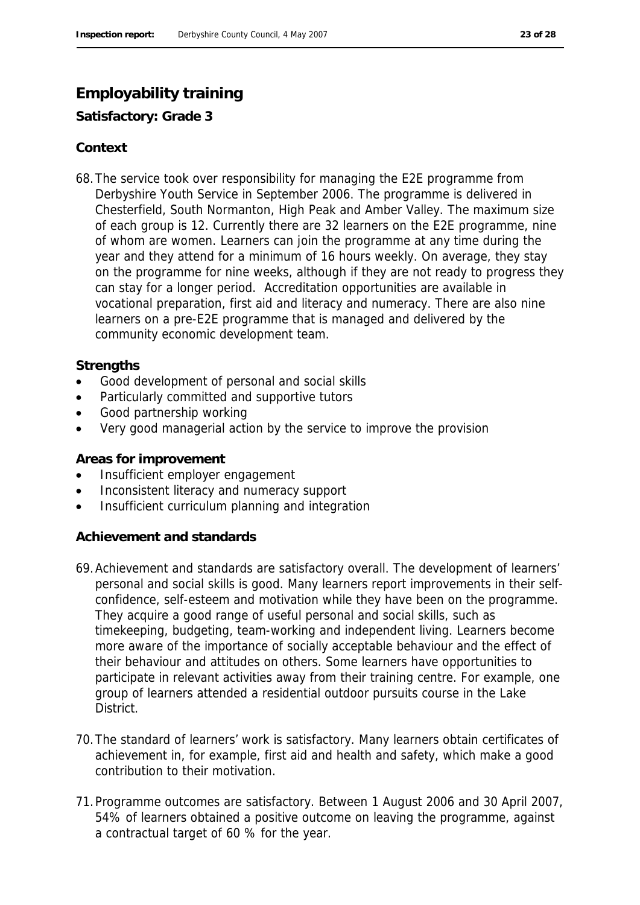## Employability training

**Satisfactory: Grade 3**

### Context

68. The service took over responsibility for managing the E2E programme from Derbyshire Youth Service in September 2006. The programme is delivered in Chesterfield, South Normanton, High Peak and Amber Valley. The maximum size of each group is 12. Currently there are 32 learners on the E2E programme, nine of whom are women. Learners can join the programme at any time during the year and they attend for a minimum of 16 hours weekly. On average, they stay on the programme for nine weeks, although if they are not ready to progress they can stay for a longer period. Accreditation opportunities are available in vocational preparation, first aid and literacy and numeracy. There are also nine learners on a pre-E2E programme that is managed and delivered by the community economic development team.

### Strengths

- Good development of personal and social skills
- Particularly committed and supportive tutors
- Good partnership working
- Very good managerial action by the service to improve the provision

### Areas for improvement

- Insufficient employer engagement
- Inconsistent literacy and numeracy support
- Insufficient curriculum planning and integration

### Achievement and standards

69. Achievement and standards are satisfactory overall. The development of learners' personal and social skills is good. Many learners report improvements in their self-confidence, self-esteem and motivation while they have been on the programme. They acquire a good range of useful personal and social skills, such as timekeeping, budgeting, team-working and independent living. Learners become more aware of the importance of socially acceptable behaviour and the effect of their behaviour and attitudes on others. Some learners have opportunities to participate in relevant activities away from their training centre. For example, one group of learners attended a residential outdoor pursuits course in the Lake District.

70. The standard of learners' work is satisfactory. Many learners obtain certificates of achievement in, for example, first aid and health and safety, which make a good contribution to their motivation.

71. Programme outcomes are satisfactory. Between 1 August 2006 and 30 April 2007, 54% of learners obtained a positive outcome on leaving the programme, against a contractual target of 60 % for the year.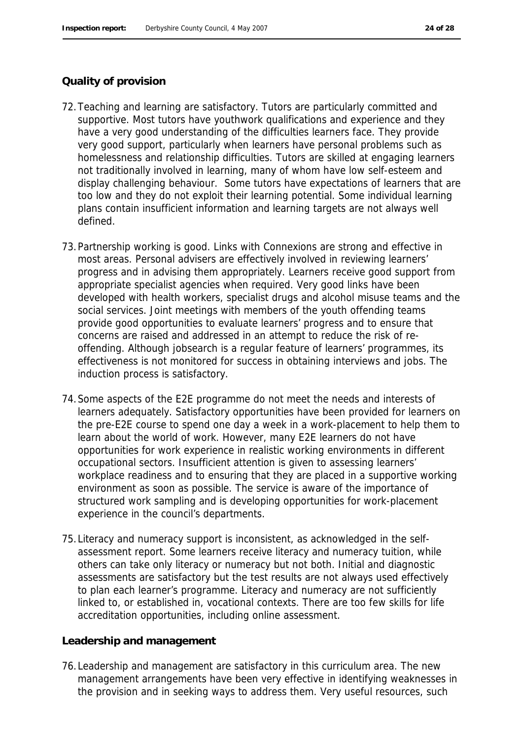### Quality of provision

72. Teaching and learning are satisfactory. Tutors are particularly committed and supportive. Most tutors have youthwork qualifications and experience and they have a very good understanding of the difficulties learners face. They provide very good support, particularly when learners have personal problems such as homelessness and relationship difficulties. Tutors are skilled at engaging learners not traditionally involved in learning, many of whom have low self-esteem and display challenging behaviour. Some tutors have expectations of learners that are too low and they do not exploit their learning potential. Some individual learning plans contain insufficient information and learning targets are not always well defined.

73. Partnership working is good. Links with Connexions are strong and effective in most areas. Personal advisers are effectively involved in reviewing learners' progress and in advising them appropriately. Learners receive good support from appropriate specialist agencies when required. Very good links have been developed with health workers, specialist drugs and alcohol misuse teams and the social services. Joint meetings with members of the youth offending teams provide good opportunities to evaluate learners' progress and to ensure that concerns are raised and addressed in an attempt to reduce the risk of re-offending. Although jobsearch is a regular feature of learners' programmes, its effectiveness is not monitored for success in obtaining interviews and jobs. The induction process is satisfactory.

74. Some aspects of the E2E programme do not meet the needs and interests of learners adequately. Satisfactory opportunities have been provided for learners on the pre-E2E course to spend one day a week in a work-placement to help them to learn about the world of work. However, many E2E learners do not have opportunities for work experience in realistic working environments in different occupational sectors. Insufficient attention is given to assessing learners' workplace readiness and to ensuring that they are placed in a supportive working environment as soon as possible. The service is aware of the importance of structured work sampling and is developing opportunities for work-placement experience in the council's departments.

75. Literacy and numeracy support is inconsistent, as acknowledged in the self-assessment report. Some learners receive literacy and numeracy tuition, while others can take only literacy or numeracy but not both. Initial and diagnostic assessments are satisfactory but the test results are not always used effectively to plan each learner's programme. Literacy and numeracy are not sufficiently linked to, or established in, vocational contexts. There are too few skills for life accreditation opportunities, including online assessment.

### Leadership and management

76. Leadership and management are satisfactory in this curriculum area. The new management arrangements have been very effective in identifying weaknesses in the provision and in seeking ways to address them. Very useful resources, such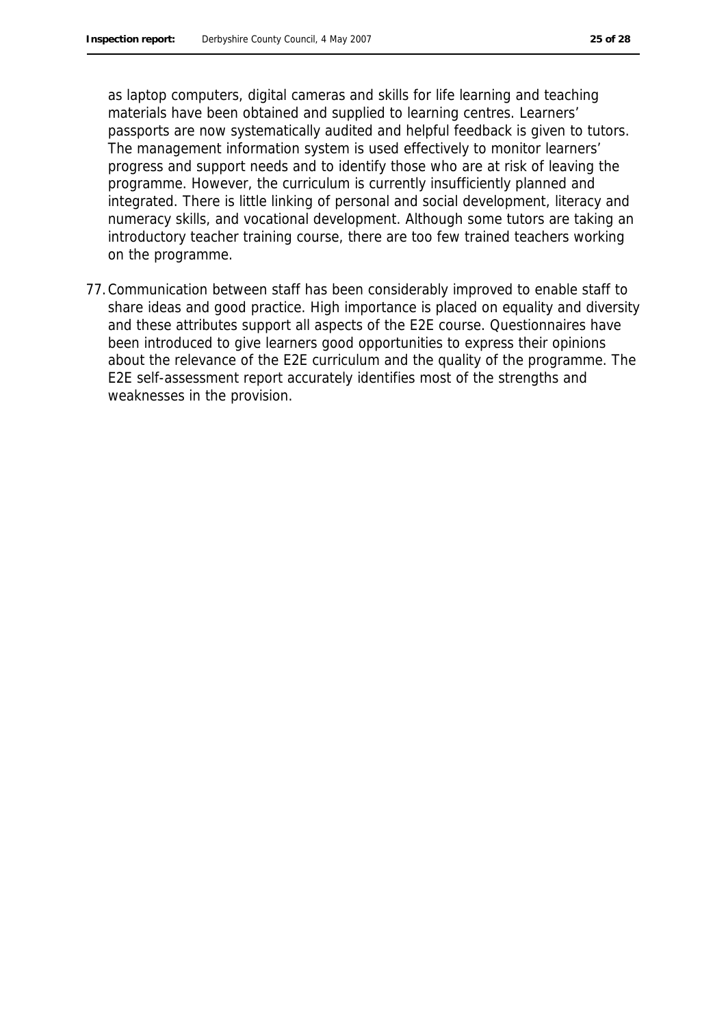as laptop computers, digital cameras and skills for life learning and teaching materials have been obtained and supplied to learning centres. Learners' passports are now systematically audited and helpful feedback is given to tutors. The management information system is used effectively to monitor learners' progress and support needs and to identify those who are at risk of leaving the programme. However, the curriculum is currently insufficiently planned and integrated. There is little linking of personal and social development, literacy and numeracy skills, and vocational development. Although some tutors are taking an introductory teacher training course, there are too few trained teachers working on the programme.

77. Communication between staff has been considerably improved to enable staff to share ideas and good practice. High importance is placed on equality and diversity and these attributes support all aspects of the E2E course. Questionnaires have been introduced to give learners good opportunities to express their opinions about the relevance of the E2E curriculum and the quality of the programme. The E2E self-assessment report accurately identifies most of the strengths and weaknesses in the provision.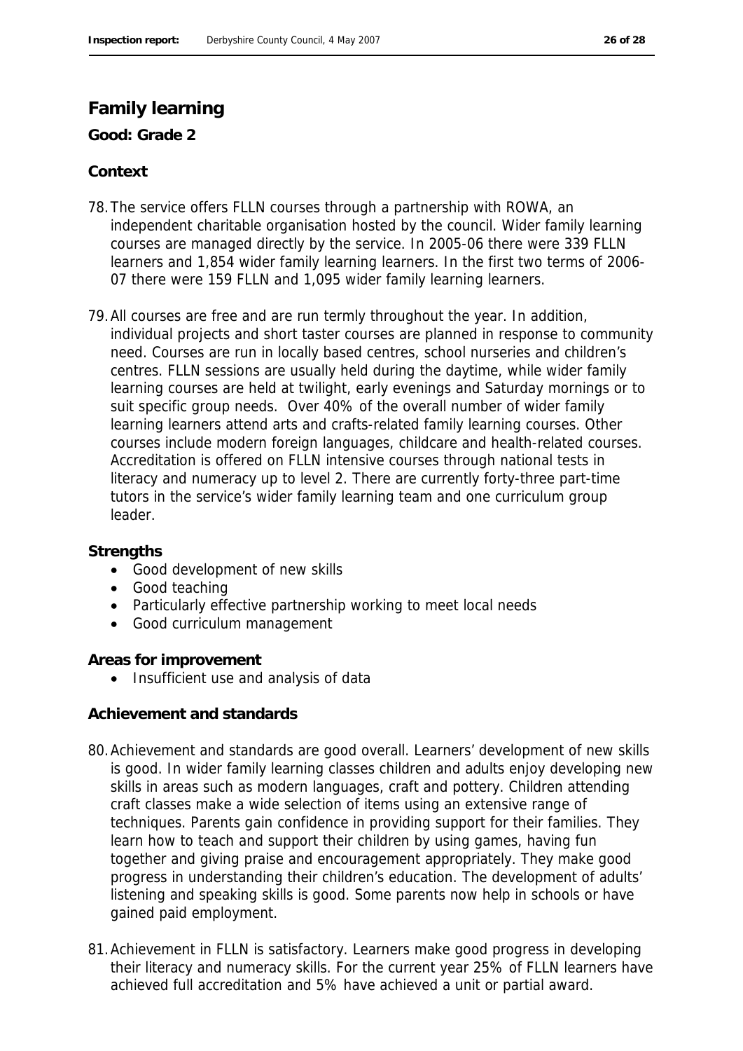## Family learning

**Good: Grade 2**

### Context

78. The service offers FLLN courses through a partnership with ROWA, an independent charitable organisation hosted by the council. Wider family learning courses are managed directly by the service. In 2005-06 there were 339 FLLN learners and 1,854 wider family learning learners. In the first two terms of 2006-07 there were 159 FLLN and 1,095 wider family learning learners.

79. All courses are free and are run termly throughout the year. In addition, individual projects and short taster courses are planned in response to community need. Courses are run in locally based centres, school nurseries and children's centres. FLLN sessions are usually held during the daytime, while wider family learning courses are held at twilight, early evenings and Saturday mornings or to suit specific group needs. Over 40% of the overall number of wider family learning learners attend arts and crafts-related family learning courses. Other courses include modern foreign languages, childcare and health-related courses. Accreditation is offered on FLLN intensive courses through national tests in literacy and numeracy up to level 2. There are currently forty-three part-time tutors in the service's wider family learning team and one curriculum group leader.

### Strengths

- Good development of new skills
- Good teaching
- Particularly effective partnership working to meet local needs
- Good curriculum management

### Areas for improvement

- Insufficient use and analysis of data

### Achievement and standards

80. Achievement and standards are good overall. Learners' development of new skills is good. In wider family learning classes children and adults enjoy developing new skills in areas such as modern languages, craft and pottery. Children attending craft classes make a wide selection of items using an extensive range of techniques. Parents gain confidence in providing support for their families. They learn how to teach and support their children by using games, having fun together and giving praise and encouragement appropriately. They make good progress in understanding their children's education. The development of adults' listening and speaking skills is good. Some parents now help in schools or have gained paid employment.

81. Achievement in FLLN is satisfactory. Learners make good progress in developing their literacy and numeracy skills. For the current year 25% of FLLN learners have achieved full accreditation and 5% have achieved a unit or partial award.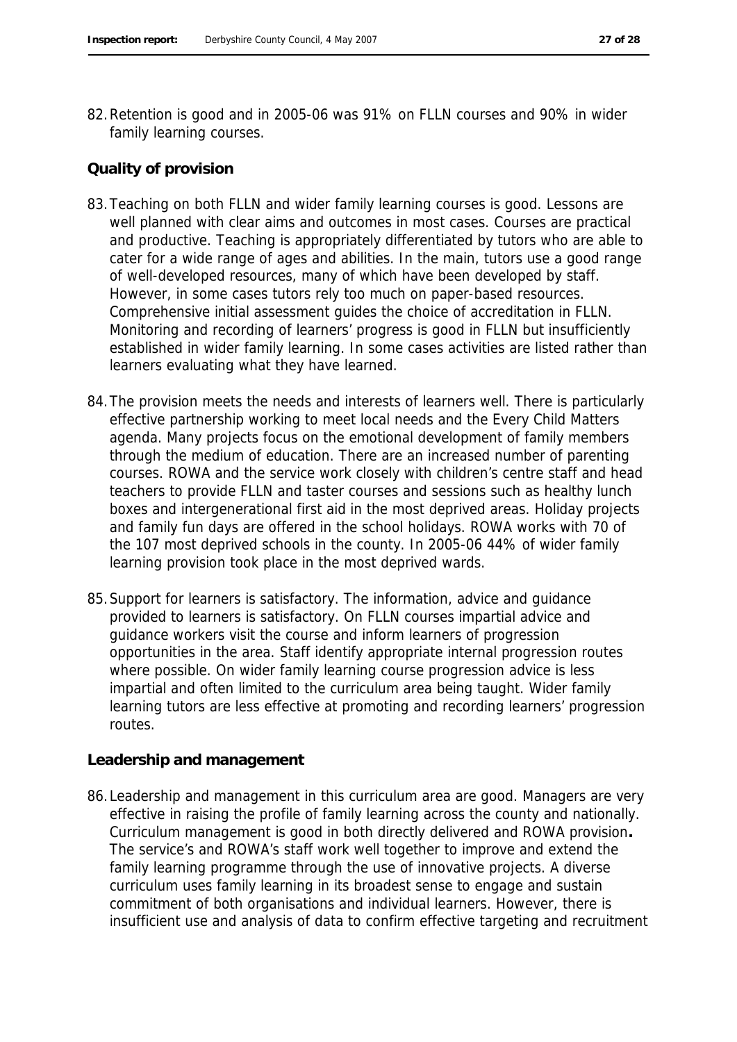82. Retention is good and in 2005-06 was 91% on FLLN courses and 90% in wider family learning courses.

**Quality of provision**

83. Teaching on both FLLN and wider family learning courses is good. Lessons are well planned with clear aims and outcomes in most cases. Courses are practical and productive. Teaching is appropriately differentiated by tutors who are able to cater for a wide range of ages and abilities. In the main, tutors use a good range of well-developed resources, many of which have been developed by staff. However, in some cases tutors rely too much on paper-based resources. Comprehensive initial assessment guides the choice of accreditation in FLLN. Monitoring and recording of learners' progress is good in FLLN but insufficiently established in wider family learning. In some cases activities are listed rather than learners evaluating what they have learned.

84. The provision meets the needs and interests of learners well. There is particularly effective partnership working to meet local needs and the Every Child Matters agenda. Many projects focus on the emotional development of family members through the medium of education. There are an increased number of parenting courses. ROWA and the service work closely with children's centre staff and head teachers to provide FLLN and taster courses and sessions such as healthy lunch boxes and intergenerational first aid in the most deprived areas. Holiday projects and family fun days are offered in the school holidays. ROWA works with 70 of the 107 most deprived schools in the county. In 2005-06 44% of wider family learning provision took place in the most deprived wards.

85. Support for learners is satisfactory. The information, advice and guidance provided to learners is satisfactory. On FLLN courses impartial advice and guidance workers visit the course and inform learners of progression opportunities in the area. Staff identify appropriate internal progression routes where possible. On wider family learning course progression advice is less impartial and often limited to the curriculum area being taught. Wider family learning tutors are less effective at promoting and recording learners' progression routes.

**Leadership and management**

86. Leadership and management in this curriculum area are good. Managers are very effective in raising the profile of family learning across the county and nationally. Curriculum management is good in both directly delivered and ROWA provision**.** The service's and ROWA's staff work well together to improve and extend the family learning programme through the use of innovative projects. A diverse curriculum uses family learning in its broadest sense to engage and sustain commitment of both organisations and individual learners. However, there is insufficient use and analysis of data to confirm effective targeting and recruitment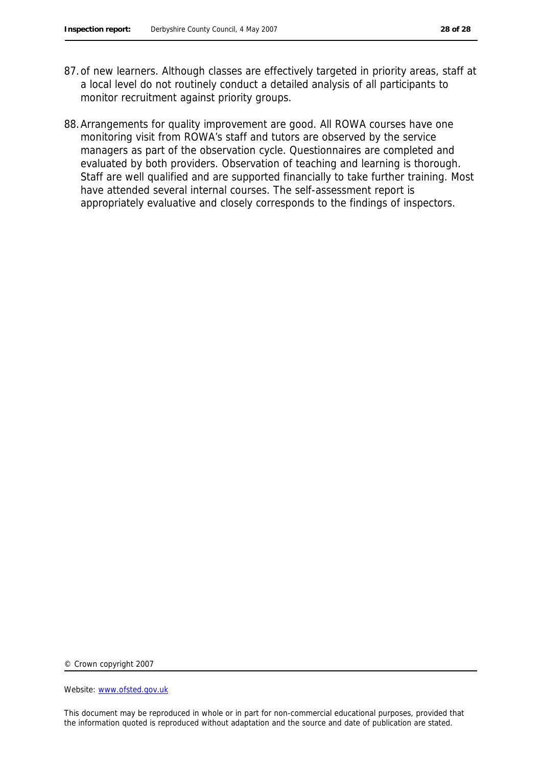87. of new learners. Although classes are effectively targeted in priority areas, staff at a local level do not routinely conduct a detailed analysis of all participants to monitor recruitment against priority groups.

88. Arrangements for quality improvement are good. All ROWA courses have one monitoring visit from ROWA's staff and tutors are observed by the service managers as part of the observation cycle. Questionnaires are completed and evaluated by both providers. Observation of teaching and learning is thorough. Staff are well qualified and are supported financially to take further training. Most have attended several internal courses. The self-assessment report is appropriately evaluative and closely corresponds to the findings of inspectors.

© Crown copyright 2007

Website: www.ofsted.gov.uk

This document may be reproduced in whole or in part for non-commercial educational purposes, provided that the information quoted is reproduced without adaptation and the source and date of publication are stated.